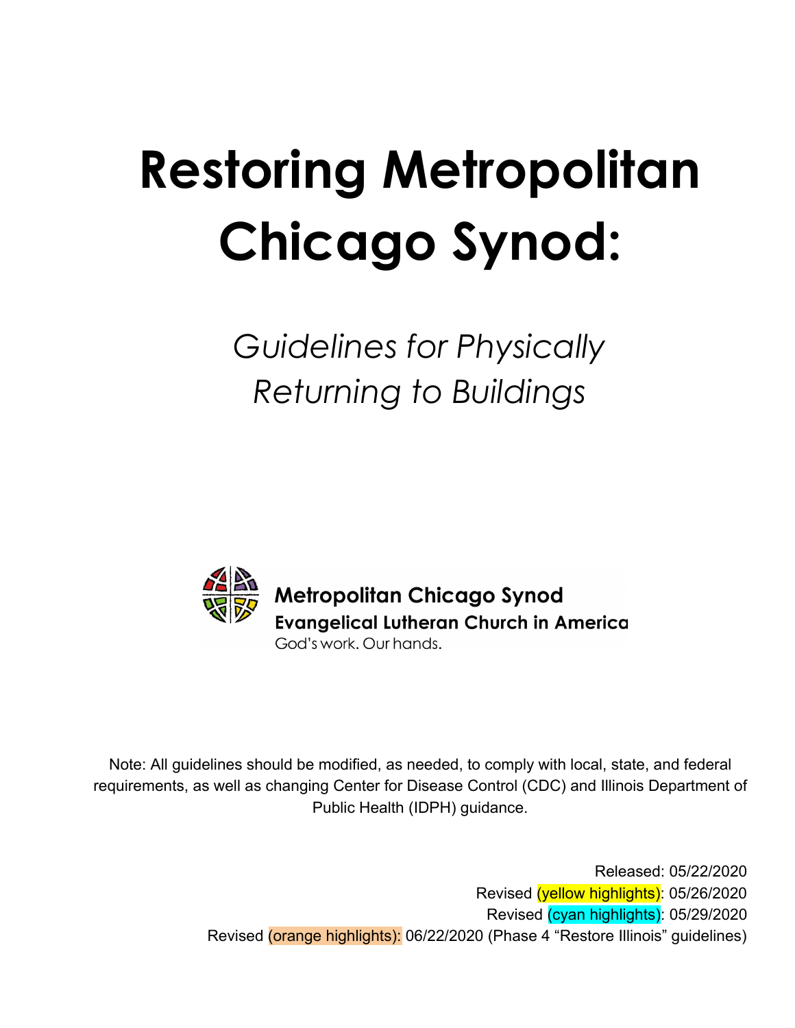# Restoring Metropolitan Chicago Synod:

*Guidelines for Physically Returning to Buildings*

**Metropolitan Chicago Synod**
**Evangelical Lutheran Church in America**
God's work. Our hands.

Note: All guidelines should be modified, as needed, to comply with local, state, and federal requirements, as well as changing Center for Disease Control (CDC) and Illinois Department of Public Health (IDPH) guidance.

Released: 05/22/2020
Revised (yellow highlights): 05/26/2020
Revised (cyan highlights): 05/29/2020
Revised (orange highlights): 06/22/2020 (Phase 4 "Restore Illinois" guidelines)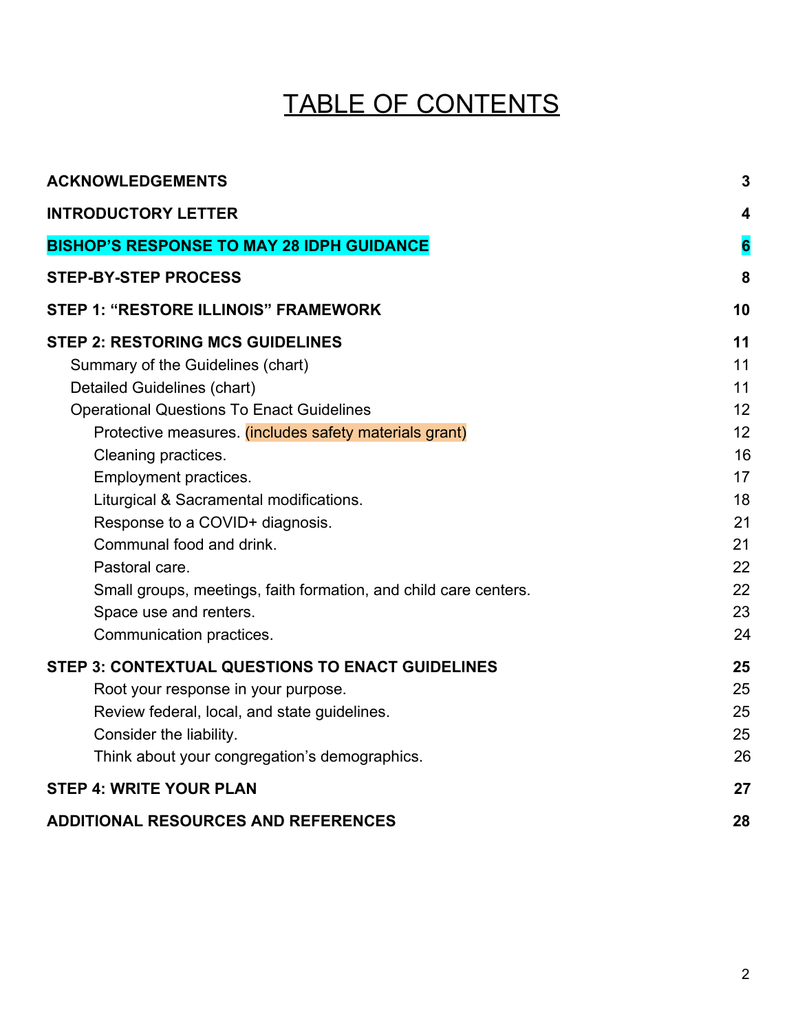# TABLE OF CONTENTS

| | |
|---|---|
| **ACKNOWLEDGEMENTS** | **3** |
| **INTRODUCTORY LETTER** | **4** |
| **BISHOP'S RESPONSE TO MAY 28 IDPH GUIDANCE** | **6** |
| **STEP-BY-STEP PROCESS** | **8** |
| **STEP 1: "RESTORE ILLINOIS" FRAMEWORK** | **10** |
| **STEP 2: RESTORING MCS GUIDELINES** | **11** |
| Summary of the Guidelines (chart) | 11 |
| Detailed Guidelines (chart) | 11 |
| Operational Questions To Enact Guidelines | 12 |
| Protective measures. (includes safety materials grant) | 12 |
| Cleaning practices. | 16 |
| Employment practices. | 17 |
| Liturgical & Sacramental modifications. | 18 |
| Response to a COVID+ diagnosis. | 21 |
| Communal food and drink. | 21 |
| Pastoral care. | 22 |
| Small groups, meetings, faith formation, and child care centers. | 22 |
| Space use and renters. | 23 |
| Communication practices. | 24 |
| **STEP 3: CONTEXTUAL QUESTIONS TO ENACT GUIDELINES** | **25** |
| Root your response in your purpose. | 25 |
| Review federal, local, and state guidelines. | 25 |
| Consider the liability. | 25 |
| Think about your congregation's demographics. | 26 |
| **STEP 4: WRITE YOUR PLAN** | **27** |
| **ADDITIONAL RESOURCES AND REFERENCES** | **28** |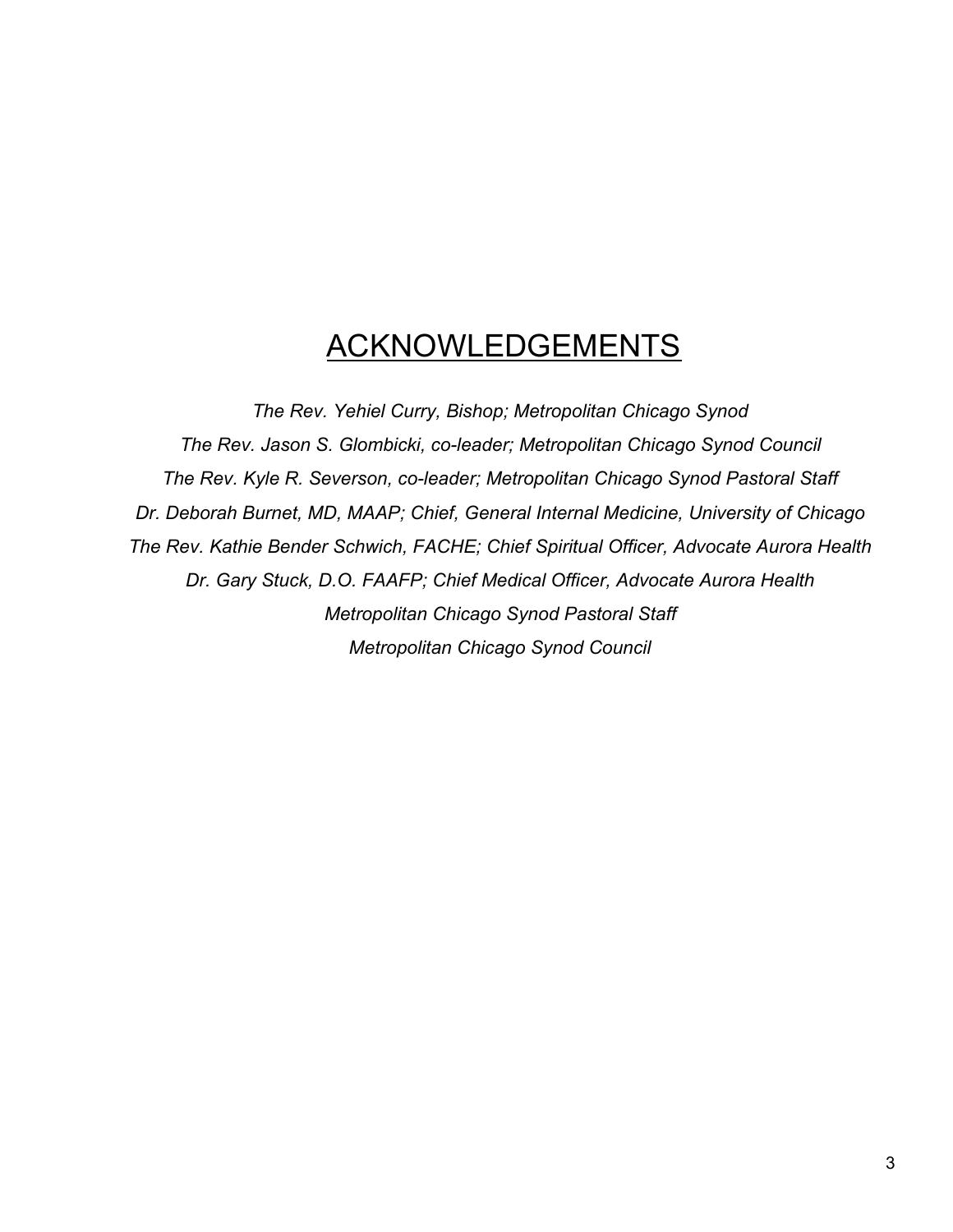# ACKNOWLEDGEMENTS

*The Rev. Yehiel Curry, Bishop; Metropolitan Chicago Synod*

*The Rev. Jason S. Glombicki, co-leader; Metropolitan Chicago Synod Council*

*The Rev. Kyle R. Severson, co-leader; Metropolitan Chicago Synod Pastoral Staff*

*Dr. Deborah Burnet, MD, MAAP; Chief, General Internal Medicine, University of Chicago*

*The Rev. Kathie Bender Schwich, FACHE; Chief Spiritual Officer, Advocate Aurora Health*

*Dr. Gary Stuck, D.O. FAAFP; Chief Medical Officer, Advocate Aurora Health*

*Metropolitan Chicago Synod Pastoral Staff*

*Metropolitan Chicago Synod Council*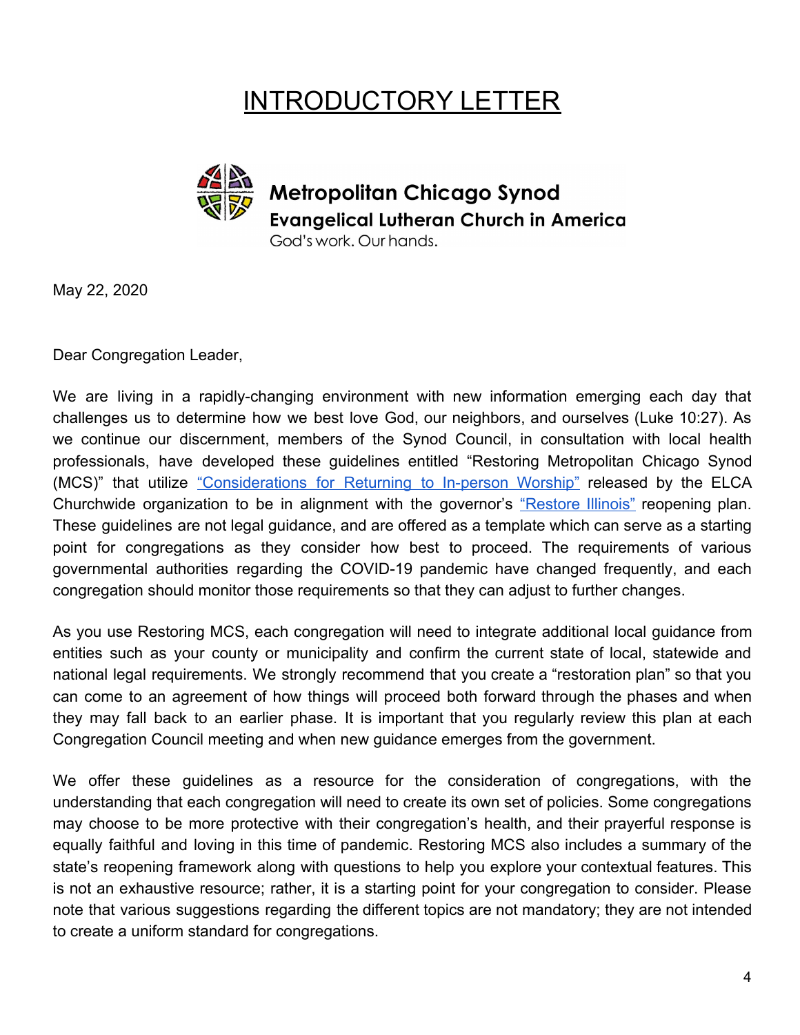# INTRODUCTORY LETTER

**Metropolitan Chicago Synod**
**Evangelical Lutheran Church in America**
God's work. Our hands.

May 22, 2020

Dear Congregation Leader,

We are living in a rapidly-changing environment with new information emerging each day that challenges us to determine how we best love God, our neighbors, and ourselves (Luke 10:27). As we continue our discernment, members of the Synod Council, in consultation with local health professionals, have developed these guidelines entitled "Restoring Metropolitan Chicago Synod (MCS)" that utilize "Considerations for Returning to In-person Worship" released by the ELCA Churchwide organization to be in alignment with the governor's "Restore Illinois" reopening plan. These guidelines are not legal guidance, and are offered as a template which can serve as a starting point for congregations as they consider how best to proceed. The requirements of various governmental authorities regarding the COVID-19 pandemic have changed frequently, and each congregation should monitor those requirements so that they can adjust to further changes.

As you use Restoring MCS, each congregation will need to integrate additional local guidance from entities such as your county or municipality and confirm the current state of local, statewide and national legal requirements. We strongly recommend that you create a "restoration plan" so that you can come to an agreement of how things will proceed both forward through the phases and when they may fall back to an earlier phase. It is important that you regularly review this plan at each Congregation Council meeting and when new guidance emerges from the government.

We offer these guidelines as a resource for the consideration of congregations, with the understanding that each congregation will need to create its own set of policies. Some congregations may choose to be more protective with their congregation's health, and their prayerful response is equally faithful and loving in this time of pandemic. Restoring MCS also includes a summary of the state's reopening framework along with questions to help you explore your contextual features. This is not an exhaustive resource; rather, it is a starting point for your congregation to consider. Please note that various suggestions regarding the different topics are not mandatory; they are not intended to create a uniform standard for congregations.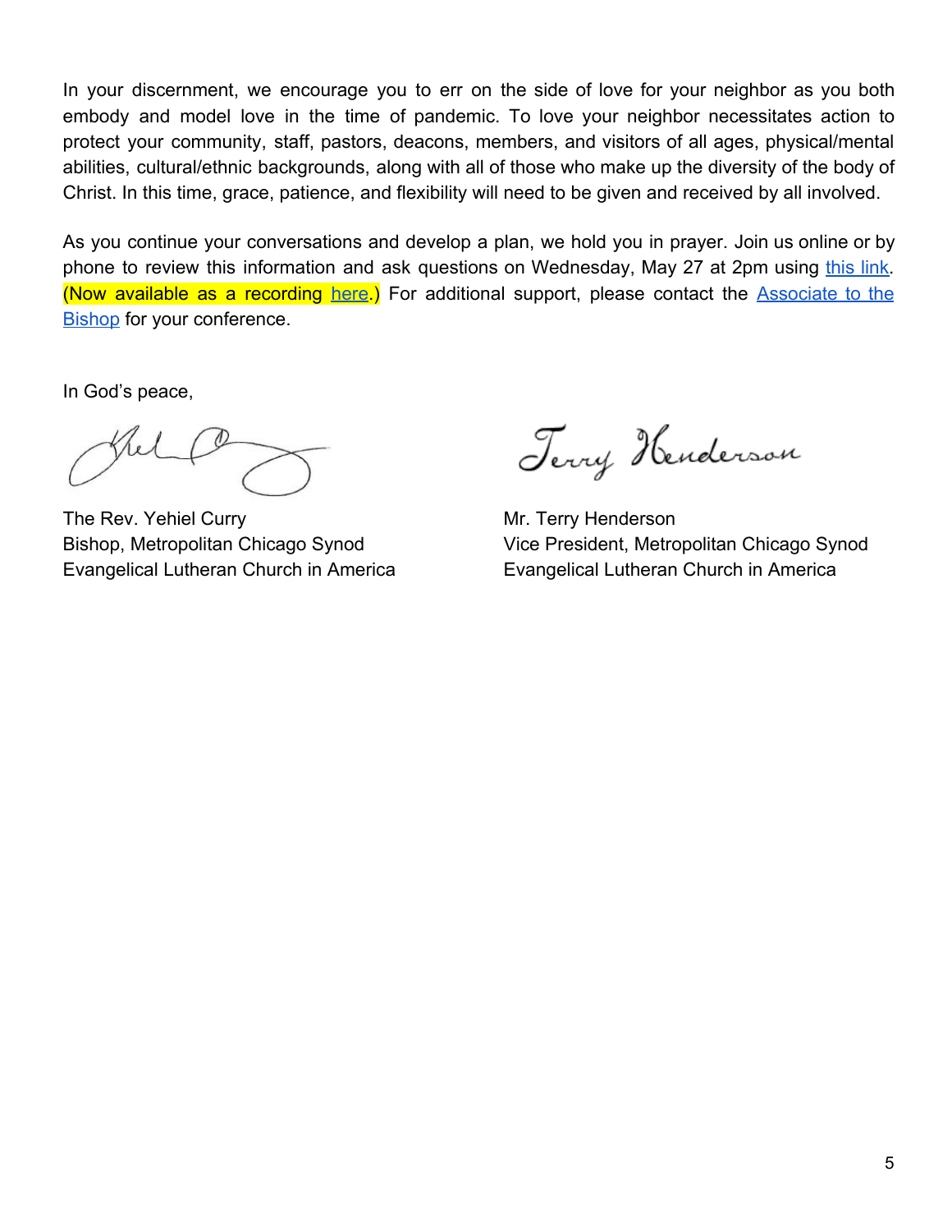In your discernment, we encourage you to err on the side of love for your neighbor as you both embody and model love in the time of pandemic. To love your neighbor necessitates action to protect your community, staff, pastors, deacons, members, and visitors of all ages, physical/mental abilities, cultural/ethnic backgrounds, along with all of those who make up the diversity of the body of Christ. In this time, grace, patience, and flexibility will need to be given and received by all involved.

As you continue your conversations and develop a plan, we hold you in prayer. Join us online or by phone to review this information and ask questions on Wednesday, May 27 at 2pm using this link. (Now available as a recording here.) For additional support, please contact the Associate to the Bishop for your conference.

In God's peace,

The Rev. Yehiel Curry
Bishop, Metropolitan Chicago Synod
Evangelical Lutheran Church in America

Mr. Terry Henderson
Vice President, Metropolitan Chicago Synod
Evangelical Lutheran Church in America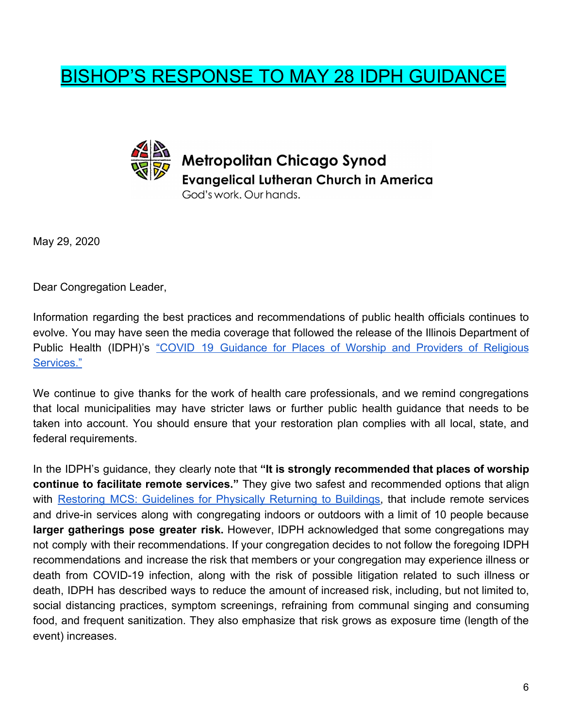# BISHOP'S RESPONSE TO MAY 28 IDPH GUIDANCE

**Metropolitan Chicago Synod**
**Evangelical Lutheran Church in America**
God's work. Our hands.

May 29, 2020

Dear Congregation Leader,

Information regarding the best practices and recommendations of public health officials continues to evolve. You may have seen the media coverage that followed the release of the Illinois Department of Public Health (IDPH)'s "COVID 19 Guidance for Places of Worship and Providers of Religious Services."

We continue to give thanks for the work of health care professionals, and we remind congregations that local municipalities may have stricter laws or further public health guidance that needs to be taken into account. You should ensure that your restoration plan complies with all local, state, and federal requirements.

In the IDPH's guidance, they clearly note that **"It is strongly recommended that places of worship continue to facilitate remote services."** They give two safest and recommended options that align with Restoring MCS: Guidelines for Physically Returning to Buildings, that include remote services and drive-in services along with congregating indoors or outdoors with a limit of 10 people because **larger gatherings pose greater risk.** However, IDPH acknowledged that some congregations may not comply with their recommendations. If your congregation decides to not follow the foregoing IDPH recommendations and increase the risk that members or your congregation may experience illness or death from COVID-19 infection, along with the risk of possible litigation related to such illness or death, IDPH has described ways to reduce the amount of increased risk, including, but not limited to, social distancing practices, symptom screenings, refraining from communal singing and consuming food, and frequent sanitization. They also emphasize that risk grows as exposure time (length of the event) increases.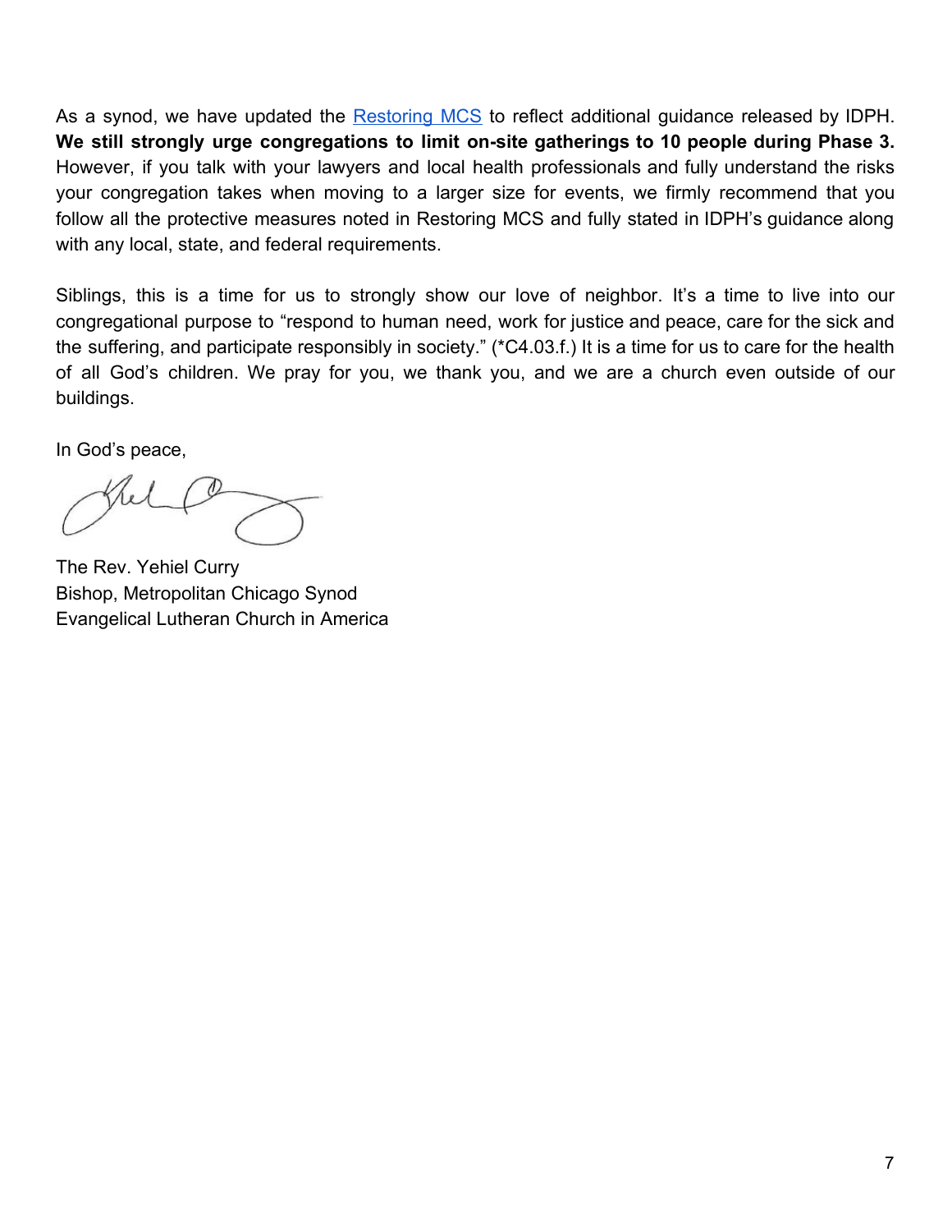As a synod, we have updated the [Restoring MCS](Restoring MCS) to reflect additional guidance released by IDPH. **We still strongly urge congregations to limit on-site gatherings to 10 people during Phase 3.** However, if you talk with your lawyers and local health professionals and fully understand the risks your congregation takes when moving to a larger size for events, we firmly recommend that you follow all the protective measures noted in Restoring MCS and fully stated in IDPH's guidance along with any local, state, and federal requirements.

Siblings, this is a time for us to strongly show our love of neighbor. It's a time to live into our congregational purpose to "respond to human need, work for justice and peace, care for the sick and the suffering, and participate responsibly in society." (*C4.03.f.) It is a time for us to care for the health of all God's children. We pray for you, we thank you, and we are a church even outside of our buildings.

In God's peace,

The Rev. Yehiel Curry
Bishop, Metropolitan Chicago Synod
Evangelical Lutheran Church in America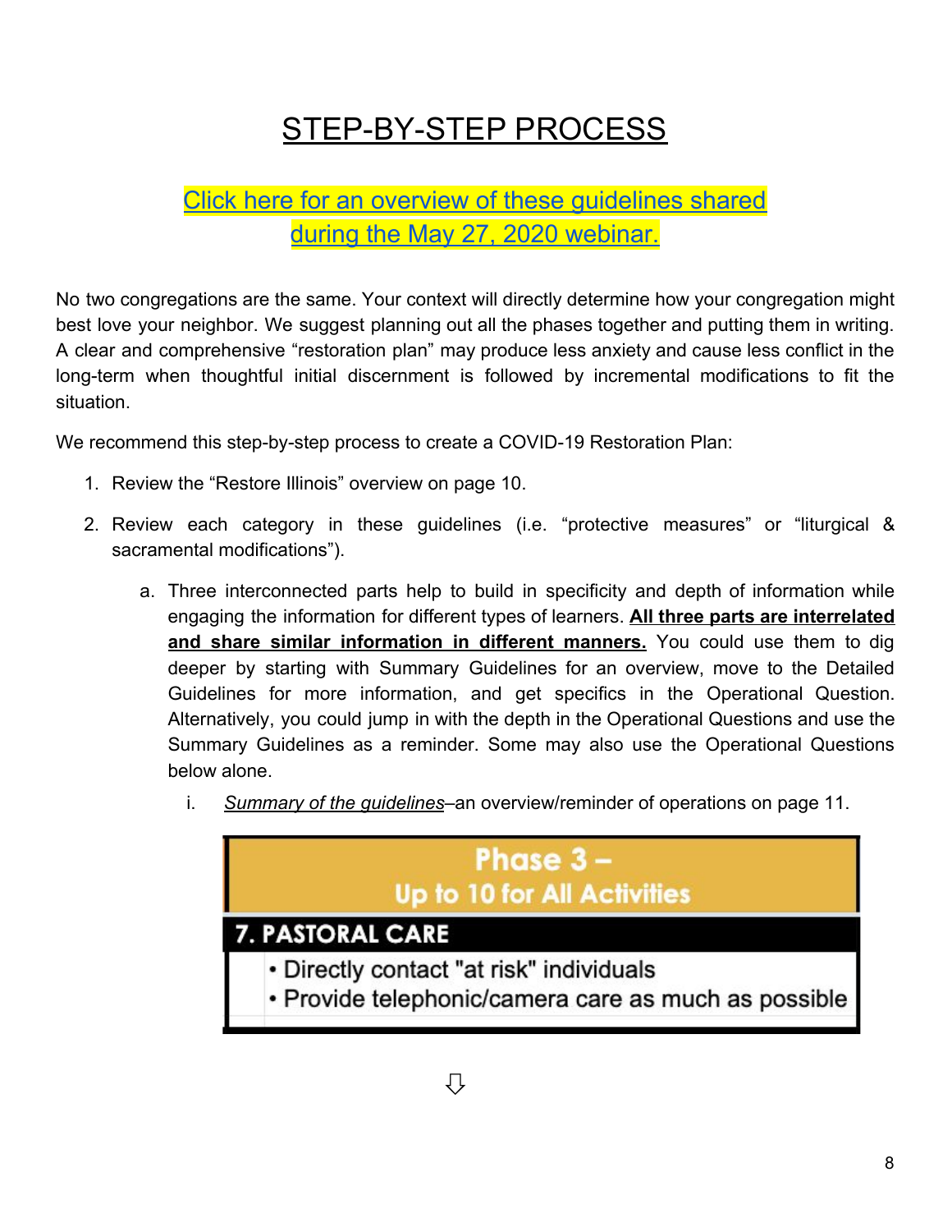# STEP-BY-STEP PROCESS

[Click here for an overview of these guidelines shared during the May 27, 2020 webinar.]

No two congregations are the same. Your context will directly determine how your congregation might best love your neighbor. We suggest planning out all the phases together and putting them in writing. A clear and comprehensive "restoration plan" may produce less anxiety and cause less conflict in the long-term when thoughtful initial discernment is followed by incremental modifications to fit the situation.

We recommend this step-by-step process to create a COVID-19 Restoration Plan:

1. Review the "Restore Illinois" overview on page 10.
2. Review each category in these guidelines (i.e. "protective measures" or "liturgical & sacramental modifications").
    a. Three interconnected parts help to build in specificity and depth of information while engaging the information for different types of learners. **All three parts are interrelated and share similar information in different manners.** You could use them to dig deeper by starting with Summary Guidelines for an overview, move to the Detailed Guidelines for more information, and get specifics in the Operational Question. Alternatively, you could jump in with the depth in the Operational Questions and use the Summary Guidelines as a reminder. Some may also use the Operational Questions below alone.
        i. *Summary of the guidelines*–an overview/reminder of operations on page 11.

| Phase 3 – Up to 10 for All Activities |
|---|
| **7. PASTORAL CARE** |
| • Directly contact "at risk" individuals<br>• Provide telephonic/camera care as much as possible |

⇩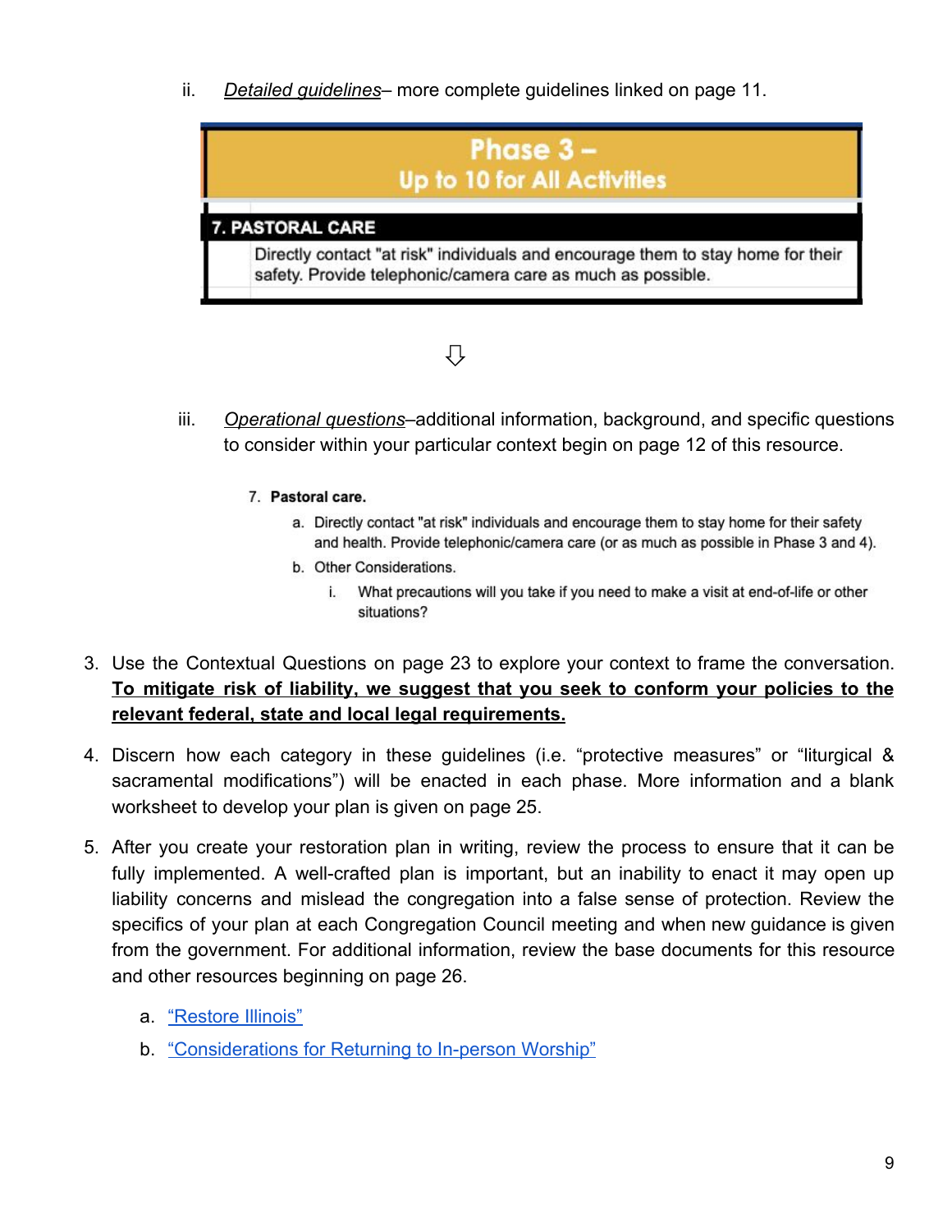ii. *Detailed guidelines*– more complete guidelines linked on page 11.

| Phase 3 – Up to 10 for All Activities |
| --- |
| **7. PASTORAL CARE** |
| Directly contact "at risk" individuals and encourage them to stay home for their safety. Provide telephonic/camera care as much as possible. |

⇩

iii. *Operational questions*–additional information, background, and specific questions to consider within your particular context begin on page 12 of this resource.

> 7. **Pastoral care.**
>     a. Directly contact "at risk" individuals and encourage them to stay home for their safety and health. Provide telephonic/camera care (or as much as possible in Phase 3 and 4).
>     b. Other Considerations.
>         i. What precautions will you take if you need to make a visit at end-of-life or other situations?

3. Use the Contextual Questions on page 23 to explore your context to frame the conversation. **To mitigate risk of liability, we suggest that you seek to conform your policies to the relevant federal, state and local legal requirements.**

4. Discern how each category in these guidelines (i.e. "protective measures" or "liturgical & sacramental modifications") will be enacted in each phase. More information and a blank worksheet to develop your plan is given on page 25.

5. After you create your restoration plan in writing, review the process to ensure that it can be fully implemented. A well-crafted plan is important, but an inability to enact it may open up liability concerns and mislead the congregation into a false sense of protection. Review the specifics of your plan at each Congregation Council meeting and when new guidance is given from the government. For additional information, review the base documents for this resource and other resources beginning on page 26.

    a. "Restore Illinois"
    b. "Considerations for Returning to In-person Worship"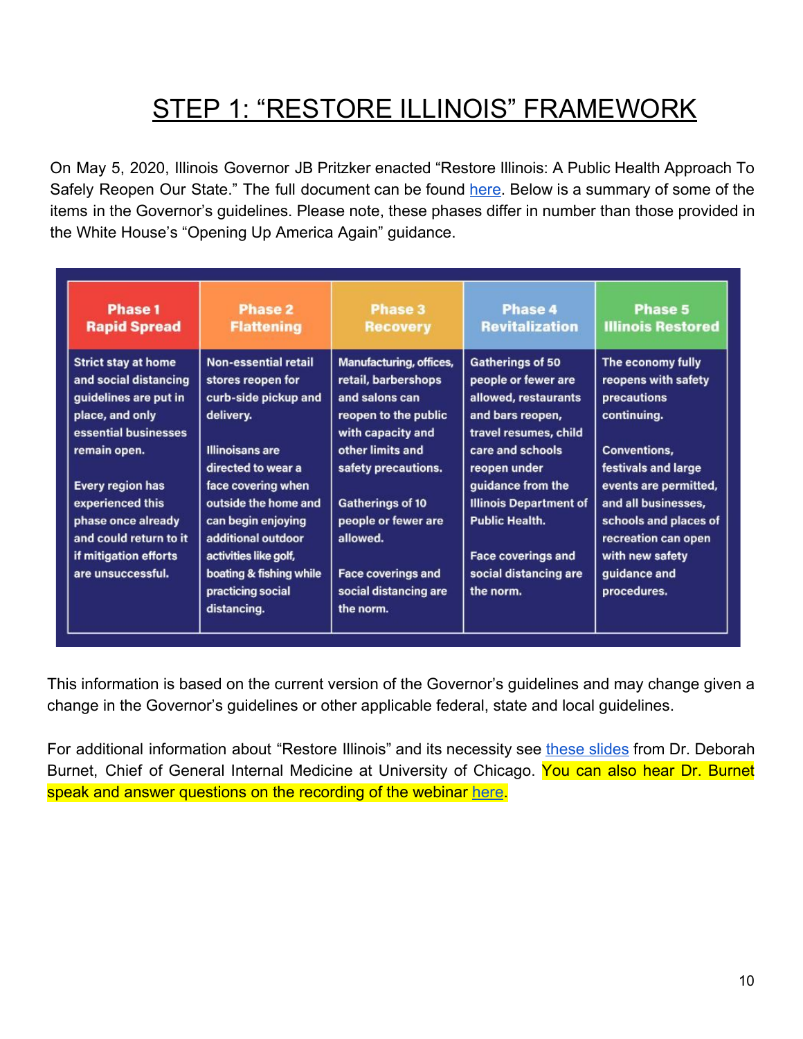# STEP 1: "RESTORE ILLINOIS" FRAMEWORK

On May 5, 2020, Illinois Governor JB Pritzker enacted "Restore Illinois: A Public Health Approach To Safely Reopen Our State." The full document can be found here. Below is a summary of some of the items in the Governor's guidelines. Please note, these phases differ in number than those provided in the White House's "Opening Up America Again" guidance.

| Phase 1 Rapid Spread | Phase 2 Flattening | Phase 3 Recovery | Phase 4 Revitalization | Phase 5 Illinois Restored |
|---|---|---|---|---|
| Strict stay at home and social distancing guidelines are put in place, and only essential businesses remain open.<br><br>Every region has experienced this phase once already and could return to it if mitigation efforts are unsuccessful. | Non-essential retail stores reopen for curb-side pickup and delivery.<br><br>Illinoisans are directed to wear a face covering when outside the home and can begin enjoying additional outdoor activities like golf, boating & fishing while practicing social distancing. | Manufacturing, offices, retail, barbershops and salons can reopen to the public with capacity and other limits and safety precautions.<br><br>Gatherings of 10 people or fewer are allowed.<br><br>Face coverings and social distancing are the norm. | Gatherings of 50 people or fewer are allowed, restaurants and bars reopen, travel resumes, child care and schools reopen under guidance from the Illinois Department of Public Health.<br><br>Face coverings and social distancing are the norm. | The economy fully reopens with safety precautions continuing.<br><br>Conventions, festivals and large events are permitted, and all businesses, schools and places of recreation can open with new safety guidance and procedures. |

This information is based on the current version of the Governor's guidelines and may change given a change in the Governor's guidelines or other applicable federal, state and local guidelines.

For additional information about "Restore Illinois" and its necessity see these slides from Dr. Deborah Burnet, Chief of General Internal Medicine at University of Chicago. You can also hear Dr. Burnet speak and answer questions on the recording of the webinar here.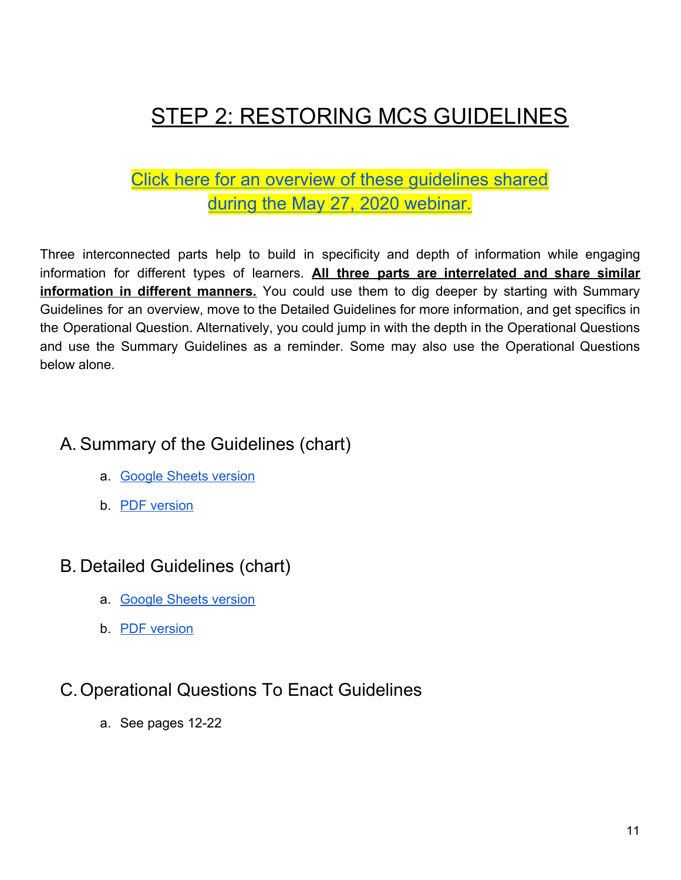# STEP 2: RESTORING MCS GUIDELINES

Click here for an overview of these guidelines shared during the May 27, 2020 webinar.

Three interconnected parts help to build in specificity and depth of information while engaging information for different types of learners. **All three parts are interrelated and share similar information in different manners.** You could use them to dig deeper by starting with Summary Guidelines for an overview, move to the Detailed Guidelines for more information, and get specifics in the Operational Question. Alternatively, you could jump in with the depth in the Operational Questions and use the Summary Guidelines as a reminder. Some may also use the Operational Questions below alone.

## A. Summary of the Guidelines (chart)

a. Google Sheets version

b. PDF version

## B. Detailed Guidelines (chart)

a. Google Sheets version

b. PDF version

## C. Operational Questions To Enact Guidelines

a. See pages 12-22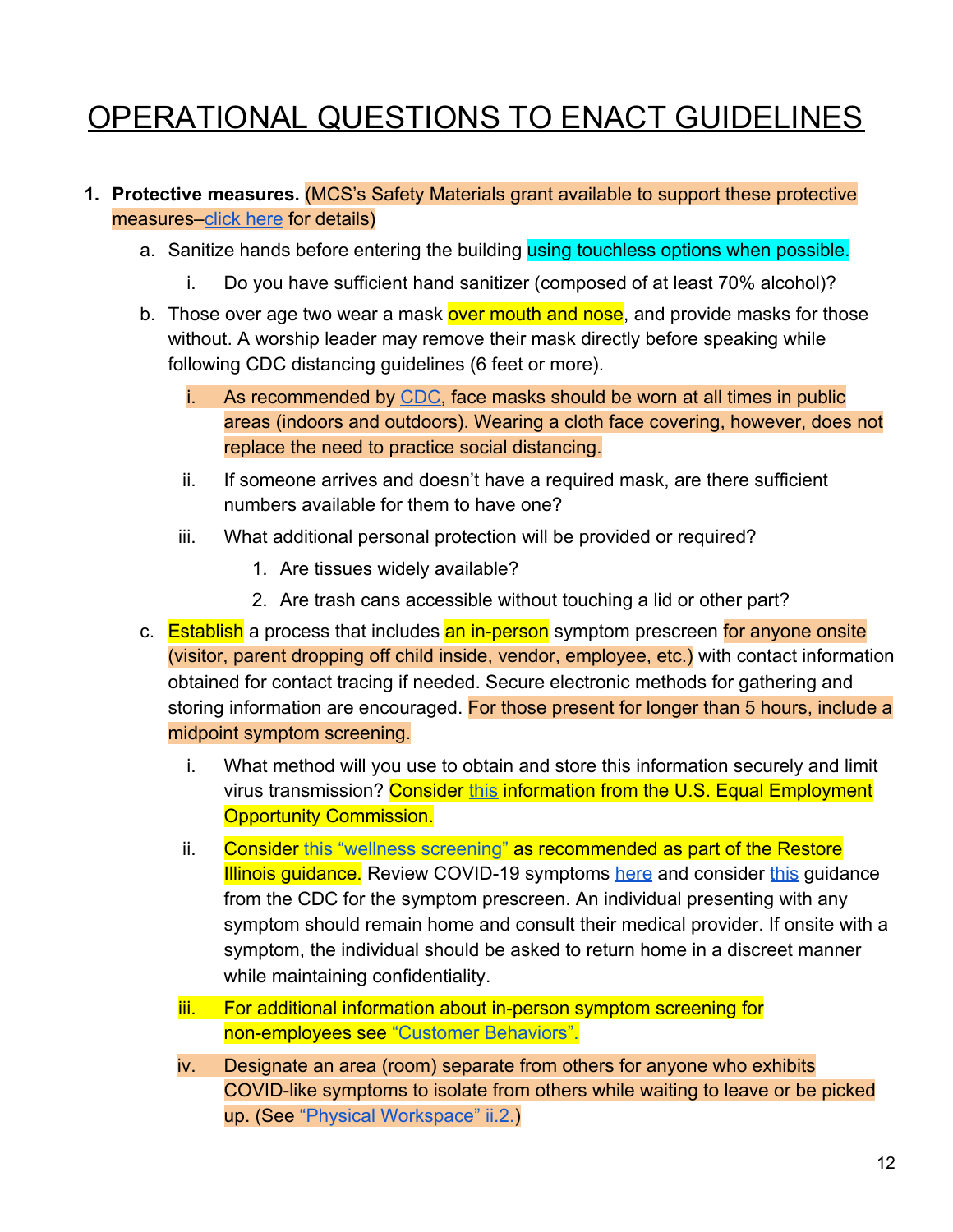# OPERATIONAL QUESTIONS TO ENACT GUIDELINES

1. **Protective measures.** (MCS's Safety Materials grant available to support these protective measures–click here for details)
   a. Sanitize hands before entering the building using touchless options when possible.
      i. Do you have sufficient hand sanitizer (composed of at least 70% alcohol)?
   b. Those over age two wear a mask over mouth and nose, and provide masks for those without. A worship leader may remove their mask directly before speaking while following CDC distancing guidelines (6 feet or more).
      i. As recommended by CDC, face masks should be worn at all times in public areas (indoors and outdoors). Wearing a cloth face covering, however, does not replace the need to practice social distancing.
      ii. If someone arrives and doesn't have a required mask, are there sufficient numbers available for them to have one?
      iii. What additional personal protection will be provided or required?
         1. Are tissues widely available?
         2. Are trash cans accessible without touching a lid or other part?
   c. Establish a process that includes an in-person symptom prescreen for anyone onsite (visitor, parent dropping off child inside, vendor, employee, etc.) with contact information obtained for contact tracing if needed. Secure electronic methods for gathering and storing information are encouraged. For those present for longer than 5 hours, include a midpoint symptom screening.
      i. What method will you use to obtain and store this information securely and limit virus transmission? Consider this information from the U.S. Equal Employment Opportunity Commission.
      ii. Consider this "wellness screening" as recommended as part of the Restore Illinois guidance. Review COVID-19 symptoms here and consider this guidance from the CDC for the symptom prescreen. An individual presenting with any symptom should remain home and consult their medical provider. If onsite with a symptom, the individual should be asked to return home in a discreet manner while maintaining confidentiality.
      iii. For additional information about in-person symptom screening for non-employees see "Customer Behaviors".
      iv. Designate an area (room) separate from others for anyone who exhibits COVID-like symptoms to isolate from others while waiting to leave or be picked up. (See "Physical Workspace" ii.2.)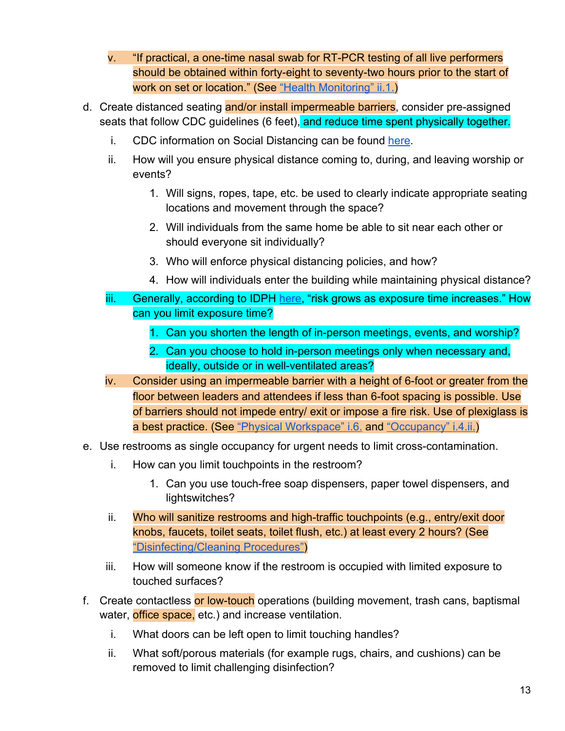v. "If practical, a one-time nasal swab for RT-PCR testing of all live performers should be obtained within forty-eight to seventy-two hours prior to the start of work on set or location." (See "Health Monitoring" ii.1.)

d. Create distanced seating and/or install impermeable barriers, consider pre-assigned seats that follow CDC guidelines (6 feet), and reduce time spent physically together.

   i. CDC information on Social Distancing can be found here.

   ii. How will you ensure physical distance coming to, during, and leaving worship or events?

      1. Will signs, ropes, tape, etc. be used to clearly indicate appropriate seating locations and movement through the space?

      2. Will individuals from the same home be able to sit near each other or should everyone sit individually?

      3. Who will enforce physical distancing policies, and how?

      4. How will individuals enter the building while maintaining physical distance?

   iii. Generally, according to IDPH here, "risk grows as exposure time increases." How can you limit exposure time?

      1. Can you shorten the length of in-person meetings, events, and worship?

      2. Can you choose to hold in-person meetings only when necessary and, ideally, outside or in well-ventilated areas?

   iv. Consider using an impermeable barrier with a height of 6-foot or greater from the floor between leaders and attendees if less than 6-foot spacing is possible. Use of barriers should not impede entry/ exit or impose a fire risk. Use of plexiglass is a best practice. (See "Physical Workspace" i.6. and "Occupancy" i.4.ii.)

e. Use restrooms as single occupancy for urgent needs to limit cross-contamination.

   i. How can you limit touchpoints in the restroom?

      1. Can you use touch-free soap dispensers, paper towel dispensers, and lightswitches?

   ii. Who will sanitize restrooms and high-traffic touchpoints (e.g., entry/exit door knobs, faucets, toilet seats, toilet flush, etc.) at least every 2 hours? (See "Disinfecting/Cleaning Procedures")

   iii. How will someone know if the restroom is occupied with limited exposure to touched surfaces?

f. Create contactless or low-touch operations (building movement, trash cans, baptismal water, office space, etc.) and increase ventilation.

   i. What doors can be left open to limit touching handles?

   ii. What soft/porous materials (for example rugs, chairs, and cushions) can be removed to limit challenging disinfection?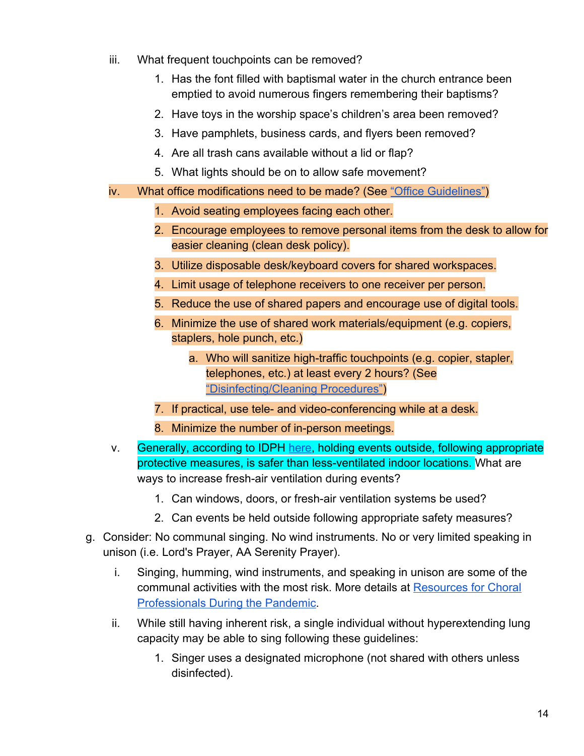iii. What frequent touchpoints can be removed?
   1. Has the font filled with baptismal water in the church entrance been emptied to avoid numerous fingers remembering their baptisms?
   2. Have toys in the worship space's children's area been removed?
   3. Have pamphlets, business cards, and flyers been removed?
   4. Are all trash cans available without a lid or flap?
   5. What lights should be on to allow safe movement?

iv. What office modifications need to be made? (See [“Office Guidelines”])
   1. Avoid seating employees facing each other.
   2. Encourage employees to remove personal items from the desk to allow for easier cleaning (clean desk policy).
   3. Utilize disposable desk/keyboard covers for shared workspaces.
   4. Limit usage of telephone receivers to one receiver per person.
   5. Reduce the use of shared papers and encourage use of digital tools.
   6. Minimize the use of shared work materials/equipment (e.g. copiers, staplers, hole punch, etc.)
      a. Who will sanitize high-traffic touchpoints (e.g. copier, stapler, telephones, etc.) at least every 2 hours? (See [“Disinfecting/Cleaning Procedures”])
   7. If practical, use tele- and video-conferencing while at a desk.
   8. Minimize the number of in-person meetings.

v. Generally, according to IDPH [here], holding events outside, following appropriate protective measures, is safer than less-ventilated indoor locations. What are ways to increase fresh-air ventilation during events?
   1. Can windows, doors, or fresh-air ventilation systems be used?
   2. Can events be held outside following appropriate safety measures?

g. Consider: No communal singing. No wind instruments. No or very limited speaking in unison (i.e. Lord's Prayer, AA Serenity Prayer).

   i. Singing, humming, wind instruments, and speaking in unison are some of the communal activities with the most risk. More details at [Resources for Choral Professionals During the Pandemic].

   ii. While still having inherent risk, a single individual without hyperextending lung capacity may be able to sing following these guidelines:
      1. Singer uses a designated microphone (not shared with others unless disinfected).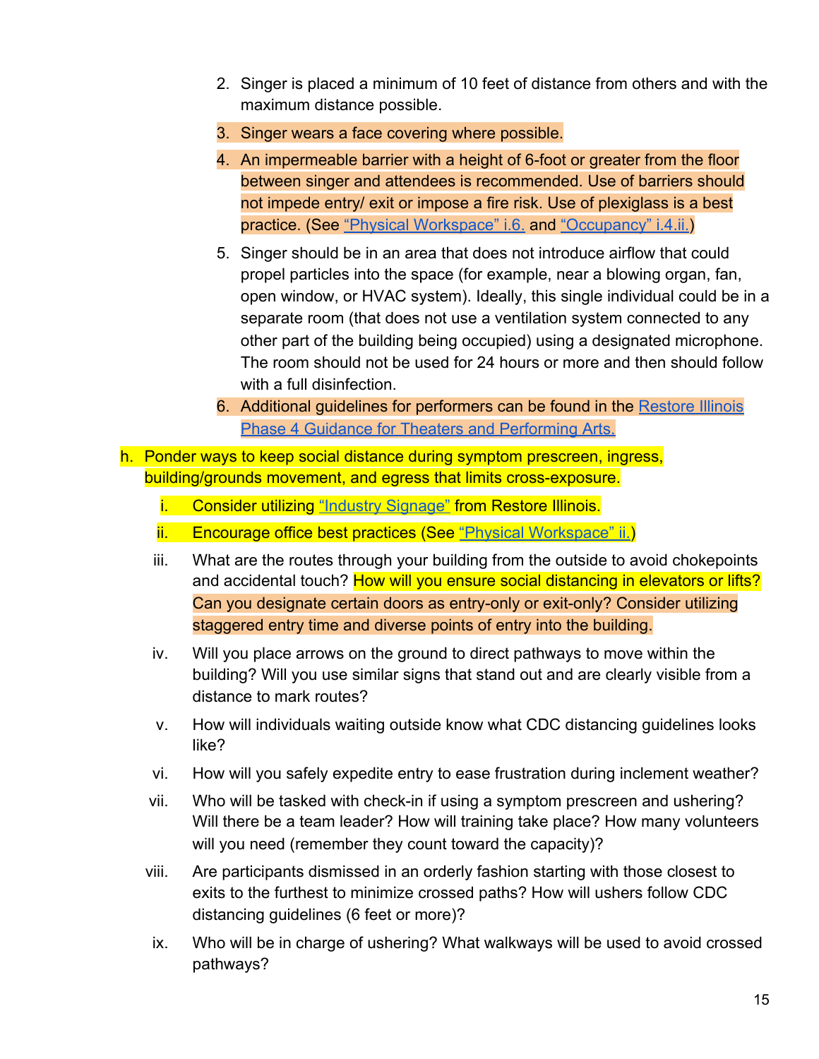2. Singer is placed a minimum of 10 feet of distance from others and with the maximum distance possible.
3. Singer wears a face covering where possible.
4. An impermeable barrier with a height of 6-foot or greater from the floor between singer and attendees is recommended. Use of barriers should not impede entry/ exit or impose a fire risk. Use of plexiglass is a best practice. (See “Physical Workspace” i.6. and “Occupancy” i.4.ii.)
5. Singer should be in an area that does not introduce airflow that could propel particles into the space (for example, near a blowing organ, fan, open window, or HVAC system). Ideally, this single individual could be in a separate room (that does not use a ventilation system connected to any other part of the building being occupied) using a designated microphone. The room should not be used for 24 hours or more and then should follow with a full disinfection.
6. Additional guidelines for performers can be found in the Restore Illinois Phase 4 Guidance for Theaters and Performing Arts.

h. Ponder ways to keep social distance during symptom prescreen, ingress, building/grounds movement, and egress that limits cross-exposure.

   i. Consider utilizing “Industry Signage” from Restore Illinois.

   ii. Encourage office best practices (See “Physical Workspace” ii.)

   iii. What are the routes through your building from the outside to avoid chokepoints and accidental touch? How will you ensure social distancing in elevators or lifts? Can you designate certain doors as entry-only or exit-only? Consider utilizing staggered entry time and diverse points of entry into the building.

   iv. Will you place arrows on the ground to direct pathways to move within the building? Will you use similar signs that stand out and are clearly visible from a distance to mark routes?

   v. How will individuals waiting outside know what CDC distancing guidelines looks like?

   vi. How will you safely expedite entry to ease frustration during inclement weather?

   vii. Who will be tasked with check-in if using a symptom prescreen and ushering? Will there be a team leader? How will training take place? How many volunteers will you need (remember they count toward the capacity)?

   viii. Are participants dismissed in an orderly fashion starting with those closest to exits to the furthest to minimize crossed paths? How will ushers follow CDC distancing guidelines (6 feet or more)?

   ix. Who will be in charge of ushering? What walkways will be used to avoid crossed pathways?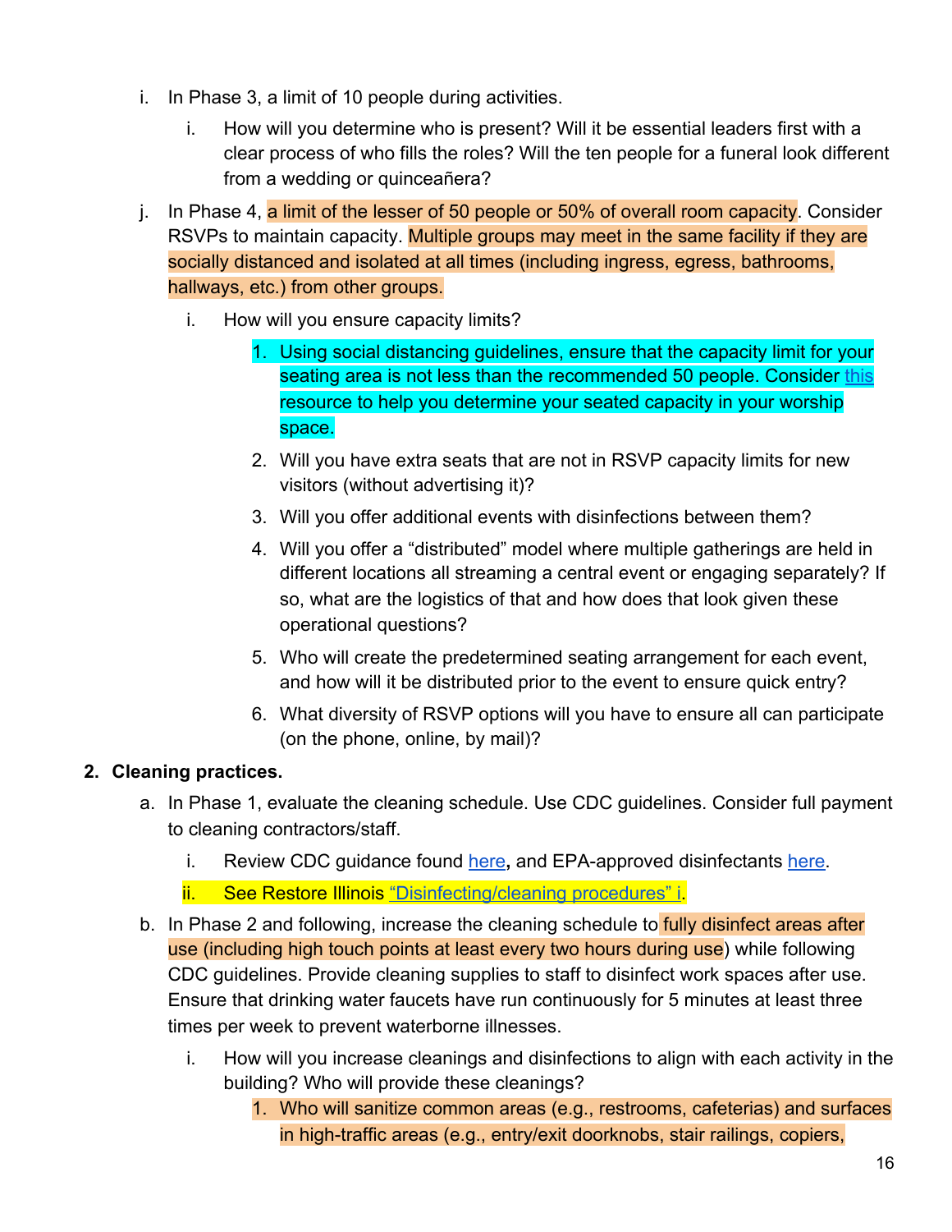i. In Phase 3, a limit of 10 people during activities.

    i. How will you determine who is present? Will it be essential leaders first with a clear process of who fills the roles? Will the ten people for a funeral look different from a wedding or quinceañera?

j. In Phase 4, a limit of the lesser of 50 people or 50% of overall room capacity. Consider RSVPs to maintain capacity. Multiple groups may meet in the same facility if they are socially distanced and isolated at all times (including ingress, egress, bathrooms, hallways, etc.) from other groups.

    i. How will you ensure capacity limits?

        1. Using social distancing guidelines, ensure that the capacity limit for your seating area is not less than the recommended 50 people. Consider this resource to help you determine your seated capacity in your worship space.
        2. Will you have extra seats that are not in RSVP capacity limits for new visitors (without advertising it)?
        3. Will you offer additional events with disinfections between them?
        4. Will you offer a "distributed" model where multiple gatherings are held in different locations all streaming a central event or engaging separately? If so, what are the logistics of that and how does that look given these operational questions?
        5. Who will create the predetermined seating arrangement for each event, and how will it be distributed prior to the event to ensure quick entry?
        6. What diversity of RSVP options will you have to ensure all can participate (on the phone, online, by mail)?

**2. Cleaning practices.**

a. In Phase 1, evaluate the cleaning schedule. Use CDC guidelines. Consider full payment to cleaning contractors/staff.

    i. Review CDC guidance found here**,** and EPA-approved disinfectants here.
    ii. See Restore Illinois "Disinfecting/cleaning procedures" i.

b. In Phase 2 and following, increase the cleaning schedule to fully disinfect areas after use (including high touch points at least every two hours during use) while following CDC guidelines. Provide cleaning supplies to staff to disinfect work spaces after use. Ensure that drinking water faucets have run continuously for 5 minutes at least three times per week to prevent waterborne illnesses.

    i. How will you increase cleanings and disinfections to align with each activity in the building? Who will provide these cleanings?

        1. Who will sanitize common areas (e.g., restrooms, cafeterias) and surfaces in high-traffic areas (e.g., entry/exit doorknobs, stair railings, copiers,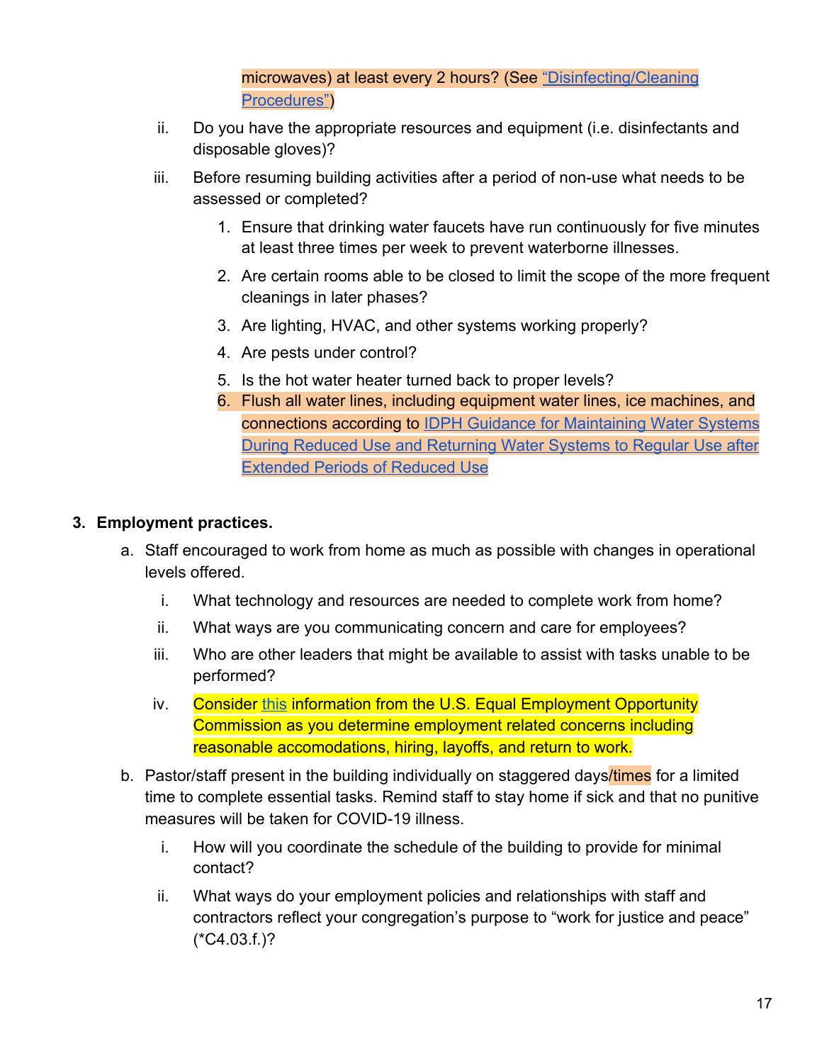microwaves) at least every 2 hours? (See "Disinfecting/Cleaning Procedures")

   ii. Do you have the appropriate resources and equipment (i.e. disinfectants and disposable gloves)?

   iii. Before resuming building activities after a period of non-use what needs to be assessed or completed?

      1. Ensure that drinking water faucets have run continuously for five minutes at least three times per week to prevent waterborne illnesses.
      2. Are certain rooms able to be closed to limit the scope of the more frequent cleanings in later phases?
      3. Are lighting, HVAC, and other systems working properly?
      4. Are pests under control?
      5. Is the hot water heater turned back to proper levels?
      6. Flush all water lines, including equipment water lines, ice machines, and connections according to IDPH Guidance for Maintaining Water Systems During Reduced Use and Returning Water Systems to Regular Use after Extended Periods of Reduced Use

**3. Employment practices.**

a. Staff encouraged to work from home as much as possible with changes in operational levels offered.

   i. What technology and resources are needed to complete work from home?

   ii. What ways are you communicating concern and care for employees?

   iii. Who are other leaders that might be available to assist with tasks unable to be performed?

   iv. Consider this information from the U.S. Equal Employment Opportunity Commission as you determine employment related concerns including reasonable accomodations, hiring, layoffs, and return to work.

b. Pastor/staff present in the building individually on staggered days/times for a limited time to complete essential tasks. Remind staff to stay home if sick and that no punitive measures will be taken for COVID-19 illness.

   i. How will you coordinate the schedule of the building to provide for minimal contact?

   ii. What ways do your employment policies and relationships with staff and contractors reflect your congregation's purpose to "work for justice and peace" (*C4.03.f.)?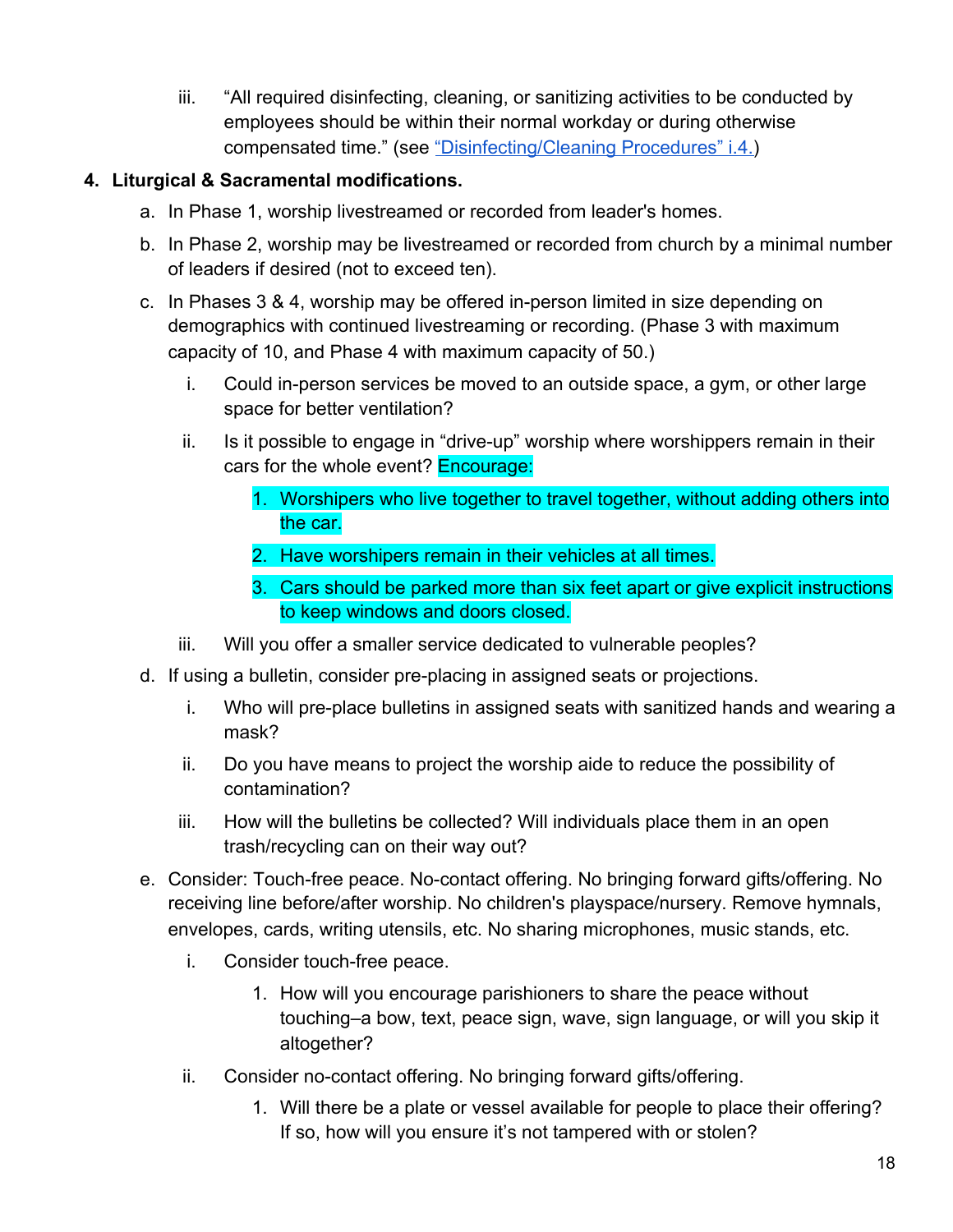iii. "All required disinfecting, cleaning, or sanitizing activities to be conducted by employees should be within their normal workday or during otherwise compensated time." (see "Disinfecting/Cleaning Procedures" i.4.)

4. **Liturgical & Sacramental modifications.**
   a. In Phase 1, worship livestreamed or recorded from leader's homes.
   b. In Phase 2, worship may be livestreamed or recorded from church by a minimal number of leaders if desired (not to exceed ten).
   c. In Phases 3 & 4, worship may be offered in-person limited in size depending on demographics with continued livestreaming or recording. (Phase 3 with maximum capacity of 10, and Phase 4 with maximum capacity of 50.)
      i. Could in-person services be moved to an outside space, a gym, or other large space for better ventilation?
      ii. Is it possible to engage in "drive-up" worship where worshippers remain in their cars for the whole event? Encourage:
         1. Worshipers who live together to travel together, without adding others into the car.
         2. Have worshipers remain in their vehicles at all times.
         3. Cars should be parked more than six feet apart or give explicit instructions to keep windows and doors closed.
      iii. Will you offer a smaller service dedicated to vulnerable peoples?
   d. If using a bulletin, consider pre-placing in assigned seats or projections.
      i. Who will pre-place bulletins in assigned seats with sanitized hands and wearing a mask?
      ii. Do you have means to project the worship aide to reduce the possibility of contamination?
      iii. How will the bulletins be collected? Will individuals place them in an open trash/recycling can on their way out?
   e. Consider: Touch-free peace. No-contact offering. No bringing forward gifts/offering. No receiving line before/after worship. No children's playspace/nursery. Remove hymnals, envelopes, cards, writing utensils, etc. No sharing microphones, music stands, etc.
      i. Consider touch-free peace.
         1. How will you encourage parishioners to share the peace without touching–a bow, text, peace sign, wave, sign language, or will you skip it altogether?
      ii. Consider no-contact offering. No bringing forward gifts/offering.
         1. Will there be a plate or vessel available for people to place their offering? If so, how will you ensure it's not tampered with or stolen?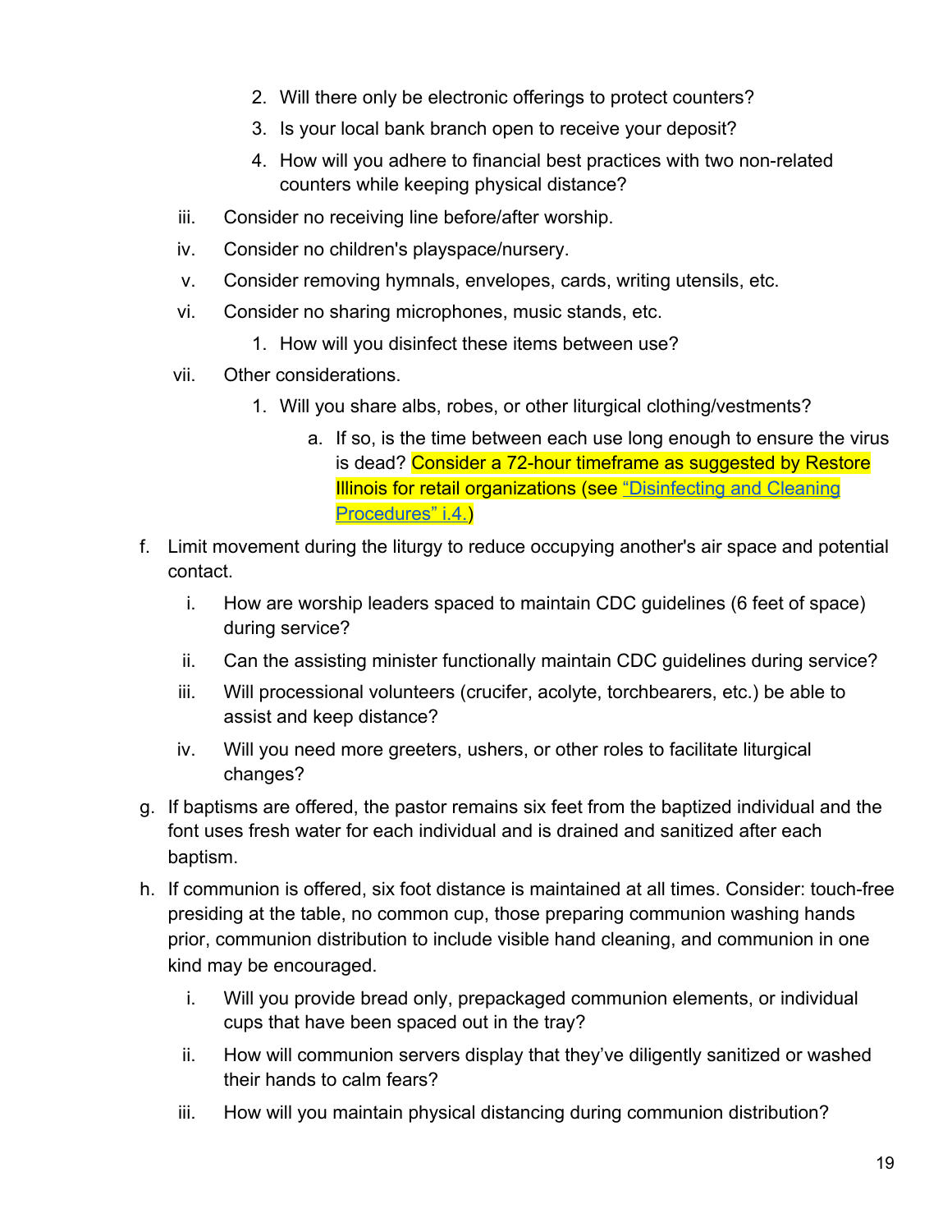2. Will there only be electronic offerings to protect counters?
3. Is your local bank branch open to receive your deposit?
4. How will you adhere to financial best practices with two non-related counters while keeping physical distance?

iii. Consider no receiving line before/after worship.

iv. Consider no children's playspace/nursery.

v. Consider removing hymnals, envelopes, cards, writing utensils, etc.

vi. Consider no sharing microphones, music stands, etc.

1. How will you disinfect these items between use?

vii. Other considerations.

1. Will you share albs, robes, or other liturgical clothing/vestments?
   a. If so, is the time between each use long enough to ensure the virus is dead? Consider a 72-hour timeframe as suggested by Restore Illinois for retail organizations (see "Disinfecting and Cleaning Procedures" i.4.)

f. Limit movement during the liturgy to reduce occupying another's air space and potential contact.

i. How are worship leaders spaced to maintain CDC guidelines (6 feet of space) during service?

ii. Can the assisting minister functionally maintain CDC guidelines during service?

iii. Will processional volunteers (crucifer, acolyte, torchbearers, etc.) be able to assist and keep distance?

iv. Will you need more greeters, ushers, or other roles to facilitate liturgical changes?

g. If baptisms are offered, the pastor remains six feet from the baptized individual and the font uses fresh water for each individual and is drained and sanitized after each baptism.

h. If communion is offered, six foot distance is maintained at all times. Consider: touch-free presiding at the table, no common cup, those preparing communion washing hands prior, communion distribution to include visible hand cleaning, and communion in one kind may be encouraged.

i. Will you provide bread only, prepackaged communion elements, or individual cups that have been spaced out in the tray?

ii. How will communion servers display that they've diligently sanitized or washed their hands to calm fears?

iii. How will you maintain physical distancing during communion distribution?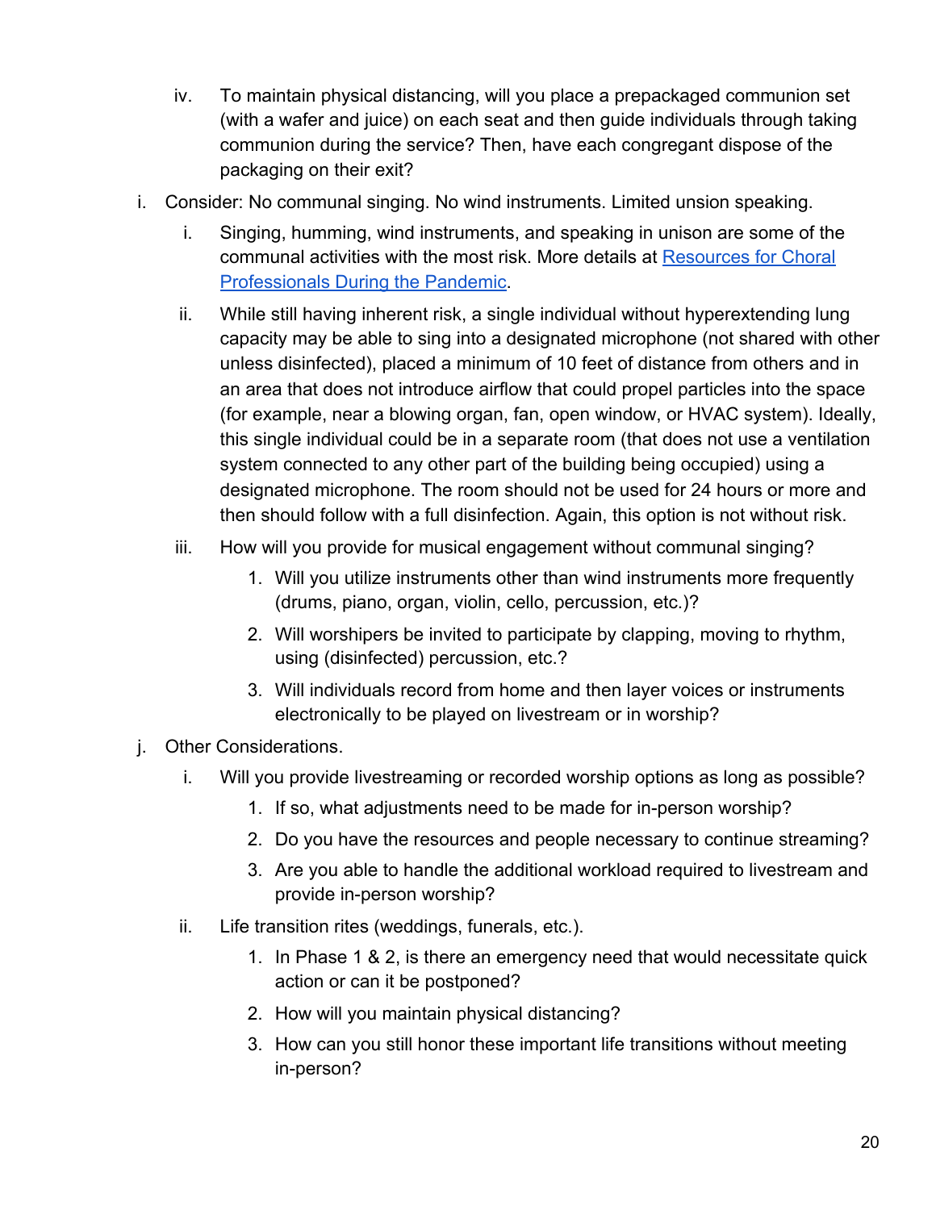iv. To maintain physical distancing, will you place a prepackaged communion set (with a wafer and juice) on each seat and then guide individuals through taking communion during the service? Then, have each congregant dispose of the packaging on their exit?

i. Consider: No communal singing. No wind instruments. Limited unsion speaking.

   i. Singing, humming, wind instruments, and speaking in unison are some of the communal activities with the most risk. More details at [Resources for Choral Professionals During the Pandemic]().

   ii. While still having inherent risk, a single individual without hyperextending lung capacity may be able to sing into a designated microphone (not shared with other unless disinfected), placed a minimum of 10 feet of distance from others and in an area that does not introduce airflow that could propel particles into the space (for example, near a blowing organ, fan, open window, or HVAC system). Ideally, this single individual could be in a separate room (that does not use a ventilation system connected to any other part of the building being occupied) using a designated microphone. The room should not be used for 24 hours or more and then should follow with a full disinfection. Again, this option is not without risk.

   iii. How will you provide for musical engagement without communal singing?

      1. Will you utilize instruments other than wind instruments more frequently (drums, piano, organ, violin, cello, percussion, etc.)?
      2. Will worshipers be invited to participate by clapping, moving to rhythm, using (disinfected) percussion, etc.?
      3. Will individuals record from home and then layer voices or instruments electronically to be played on livestream or in worship?

j. Other Considerations.

   i. Will you provide livestreaming or recorded worship options as long as possible?

      1. If so, what adjustments need to be made for in-person worship?
      2. Do you have the resources and people necessary to continue streaming?
      3. Are you able to handle the additional workload required to livestream and provide in-person worship?

   ii. Life transition rites (weddings, funerals, etc.).

      1. In Phase 1 & 2, is there an emergency need that would necessitate quick action or can it be postponed?
      2. How will you maintain physical distancing?
      3. How can you still honor these important life transitions without meeting in-person?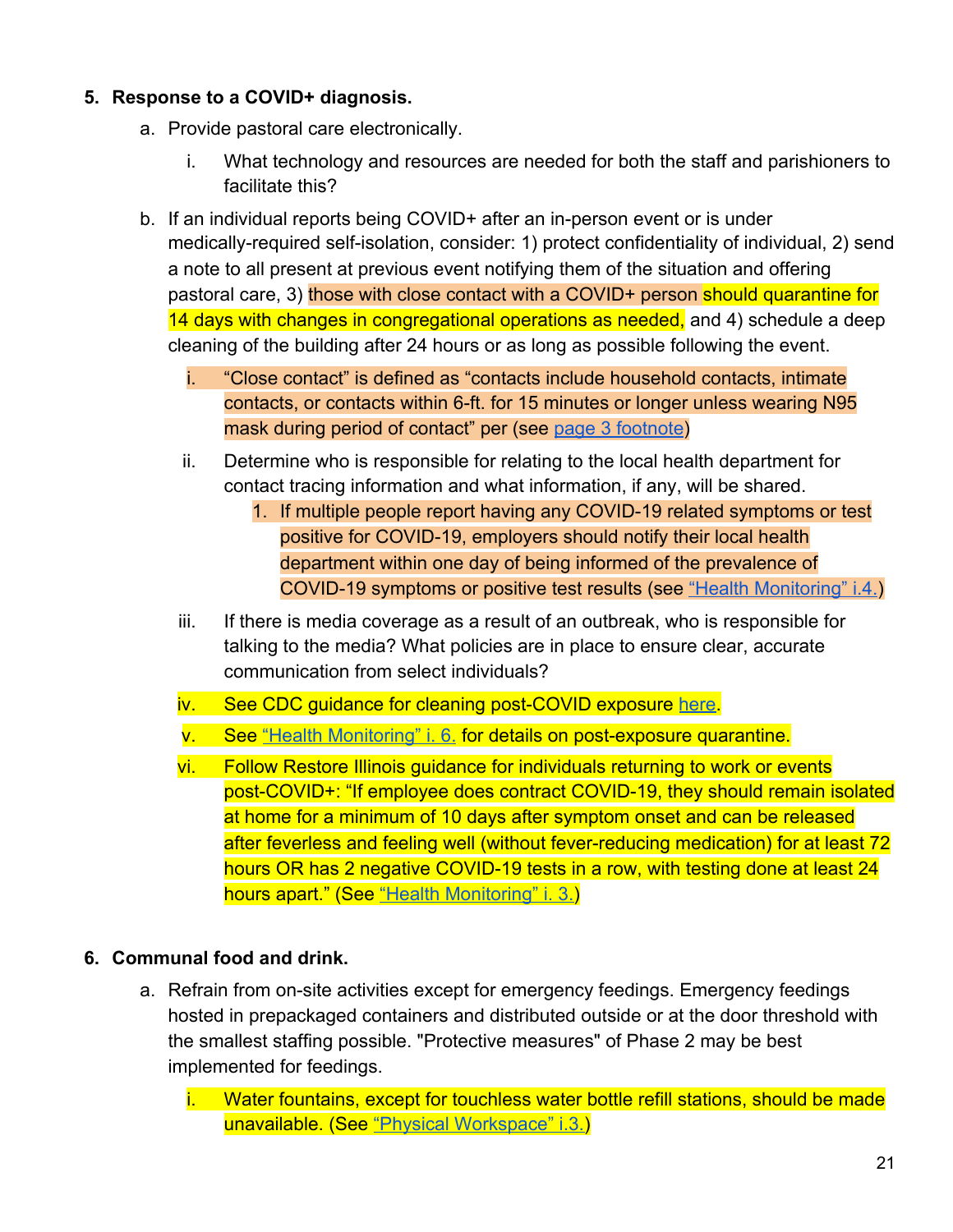5. **Response to a COVID+ diagnosis.**
    a. Provide pastoral care electronically.
        i. What technology and resources are needed for both the staff and parishioners to facilitate this?
    b. If an individual reports being COVID+ after an in-person event or is under medically-required self-isolation, consider: 1) protect confidentiality of individual, 2) send a note to all present at previous event notifying them of the situation and offering pastoral care, 3) those with close contact with a COVID+ person should quarantine for 14 days with changes in congregational operations as needed, and 4) schedule a deep cleaning of the building after 24 hours or as long as possible following the event.
        i. "Close contact" is defined as "contacts include household contacts, intimate contacts, or contacts within 6-ft. for 15 minutes or longer unless wearing N95 mask during period of contact" per (see page 3 footnote)
        ii. Determine who is responsible for relating to the local health department for contact tracing information and what information, if any, will be shared.
            1. If multiple people report having any COVID-19 related symptoms or test positive for COVID-19, employers should notify their local health department within one day of being informed of the prevalence of COVID-19 symptoms or positive test results (see "Health Monitoring" i.4.)
        iii. If there is media coverage as a result of an outbreak, who is responsible for talking to the media? What policies are in place to ensure clear, accurate communication from select individuals?
        iv. See CDC guidance for cleaning post-COVID exposure here.
        v. See "Health Monitoring" i. 6. for details on post-exposure quarantine.
        vi. Follow Restore Illinois guidance for individuals returning to work or events post-COVID+: "If employee does contract COVID-19, they should remain isolated at home for a minimum of 10 days after symptom onset and can be released after feverless and feeling well (without fever-reducing medication) for at least 72 hours OR has 2 negative COVID-19 tests in a row, with testing done at least 24 hours apart." (See "Health Monitoring" i. 3.)

6. **Communal food and drink.**
    a. Refrain from on-site activities except for emergency feedings. Emergency feedings hosted in prepackaged containers and distributed outside or at the door threshold with the smallest staffing possible. "Protective measures" of Phase 2 may be best implemented for feedings.
        i. Water fountains, except for touchless water bottle refill stations, should be made unavailable. (See "Physical Workspace" i.3.)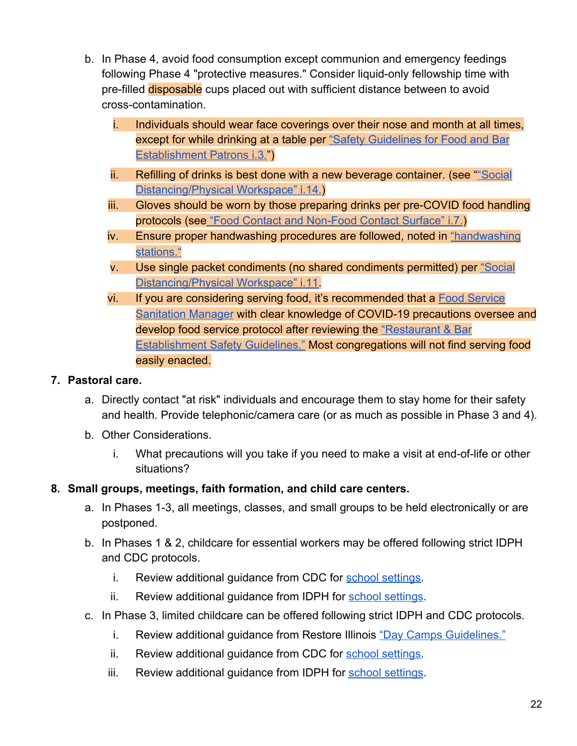b. In Phase 4, avoid food consumption except communion and emergency feedings following Phase 4 "protective measures." Consider liquid-only fellowship time with pre-filled disposable cups placed out with sufficient distance between to avoid cross-contamination.

   i. Individuals should wear face coverings over their nose and month at all times, except for while drinking at a table per "Safety Guidelines for Food and Bar Establishment Patrons i.3.")

   ii. Refilling of drinks is best done with a new beverage container. (see ""Social Distancing/Physical Workspace" i.14.)

   iii. Gloves should be worn by those preparing drinks per pre-COVID food handling protocols (see "Food Contact and Non-Food Contact Surface" i.7.)

   iv. Ensure proper handwashing procedures are followed, noted in "handwashing stations."

   v. Use single packet condiments (no shared condiments permitted) per "Social Distancing/Physical Workspace" i.11.

   vi. If you are considering serving food, it's recommended that a Food Service Sanitation Manager with clear knowledge of COVID-19 precautions oversee and develop food service protocol after reviewing the "Restaurant & Bar Establishment Safety Guidelines." Most congregations will not find serving food easily enacted.

7. **Pastoral care.**

   a. Directly contact "at risk" individuals and encourage them to stay home for their safety and health. Provide telephonic/camera care (or as much as possible in Phase 3 and 4).

   b. Other Considerations.

      i. What precautions will you take if you need to make a visit at end-of-life or other situations?

8. **Small groups, meetings, faith formation, and child care centers.**

   a. In Phases 1-3, all meetings, classes, and small groups to be held electronically or are postponed.

   b. In Phases 1 & 2, childcare for essential workers may be offered following strict IDPH and CDC protocols.

      i. Review additional guidance from CDC for school settings.

      ii. Review additional guidance from IDPH for school settings.

   c. In Phase 3, limited childcare can be offered following strict IDPH and CDC protocols.

      i. Review additional guidance from Restore Illinois "Day Camps Guidelines."

      ii. Review additional guidance from CDC for school settings.

      iii. Review additional guidance from IDPH for school settings.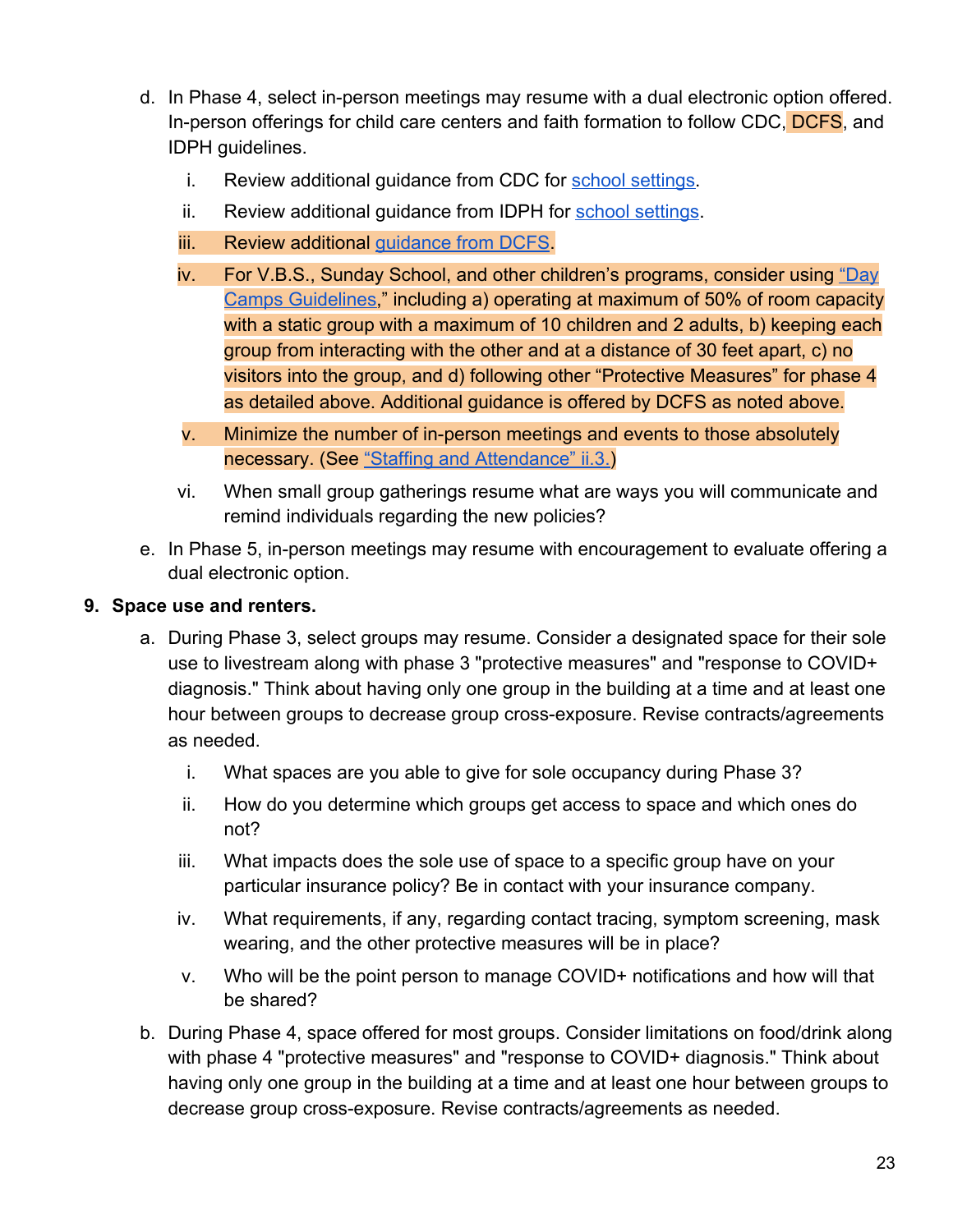d. In Phase 4, select in-person meetings may resume with a dual electronic option offered. In-person offerings for child care centers and faith formation to follow CDC, DCFS, and IDPH guidelines.

   i. Review additional guidance from CDC for [school settings](#).

   ii. Review additional guidance from IDPH for [school settings](#).

   iii. Review additional [guidance from DCFS](#).

   iv. For V.B.S., Sunday School, and other children's programs, consider using ["Day Camps Guidelines](#)," including a) operating at maximum of 50% of room capacity with a static group with a maximum of 10 children and 2 adults, b) keeping each group from interacting with the other and at a distance of 30 feet apart, c) no visitors into the group, and d) following other "Protective Measures" for phase 4 as detailed above. Additional guidance is offered by DCFS as noted above.

   v. Minimize the number of in-person meetings and events to those absolutely necessary. (See ["Staffing and Attendance" ii.3.](#))

   vi. When small group gatherings resume what are ways you will communicate and remind individuals regarding the new policies?

e. In Phase 5, in-person meetings may resume with encouragement to evaluate offering a dual electronic option.

**9. Space use and renters.**

a. During Phase 3, select groups may resume. Consider a designated space for their sole use to livestream along with phase 3 "protective measures" and "response to COVID+ diagnosis." Think about having only one group in the building at a time and at least one hour between groups to decrease group cross-exposure. Revise contracts/agreements as needed.

   i. What spaces are you able to give for sole occupancy during Phase 3?

   ii. How do you determine which groups get access to space and which ones do not?

   iii. What impacts does the sole use of space to a specific group have on your particular insurance policy? Be in contact with your insurance company.

   iv. What requirements, if any, regarding contact tracing, symptom screening, mask wearing, and the other protective measures will be in place?

   v. Who will be the point person to manage COVID+ notifications and how will that be shared?

b. During Phase 4, space offered for most groups. Consider limitations on food/drink along with phase 4 "protective measures" and "response to COVID+ diagnosis." Think about having only one group in the building at a time and at least one hour between groups to decrease group cross-exposure. Revise contracts/agreements as needed.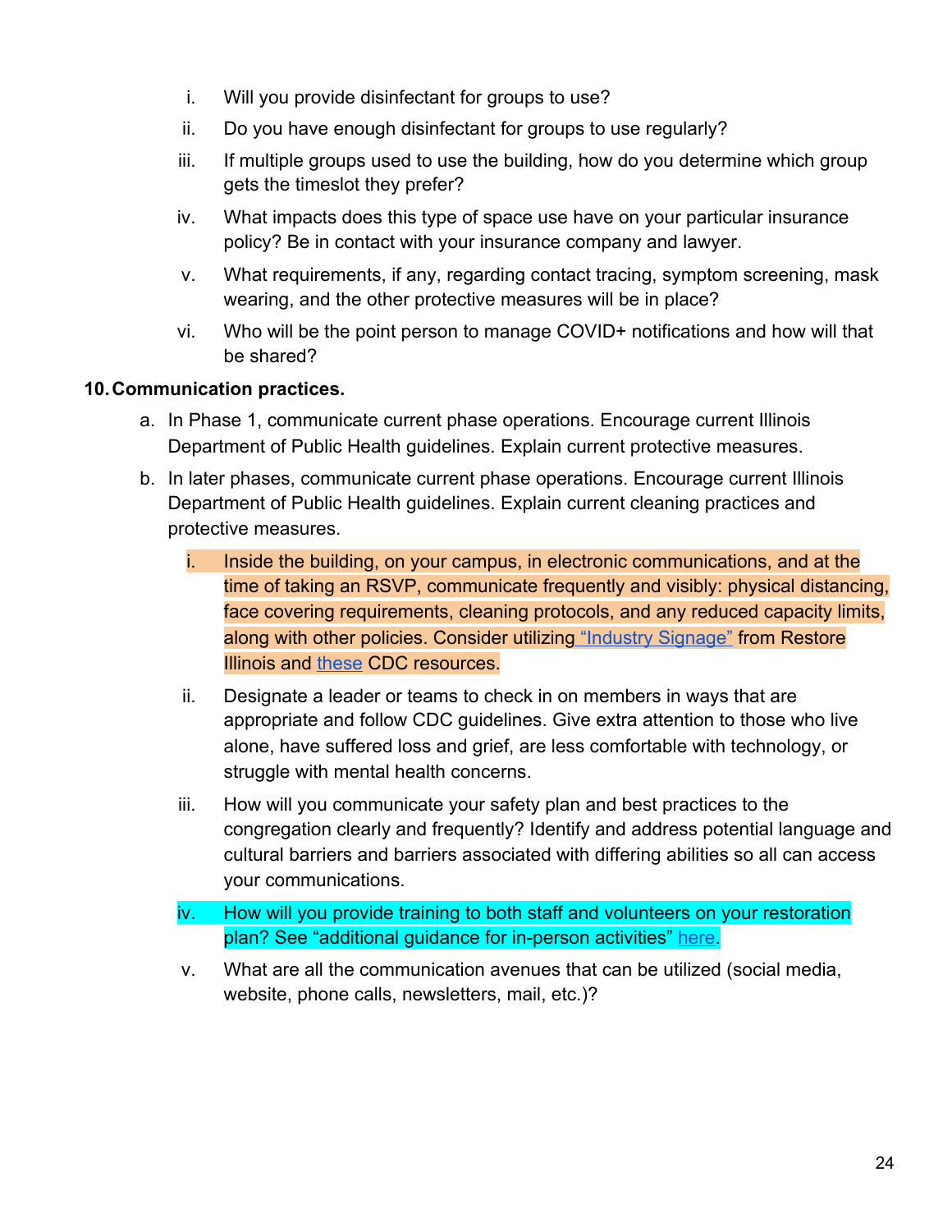i. Will you provide disinfectant for groups to use?
ii. Do you have enough disinfectant for groups to use regularly?
iii. If multiple groups used to use the building, how do you determine which group gets the timeslot they prefer?
iv. What impacts does this type of space use have on your particular insurance policy? Be in contact with your insurance company and lawyer.
v. What requirements, if any, regarding contact tracing, symptom screening, mask wearing, and the other protective measures will be in place?
vi. Who will be the point person to manage COVID+ notifications and how will that be shared?

**10. Communication practices.**

a. In Phase 1, communicate current phase operations. Encourage current Illinois Department of Public Health guidelines. Explain current protective measures.

b. In later phases, communicate current phase operations. Encourage current Illinois Department of Public Health guidelines. Explain current cleaning practices and protective measures.

   i. Inside the building, on your campus, in electronic communications, and at the time of taking an RSVP, communicate frequently and visibly: physical distancing, face covering requirements, cleaning protocols, and any reduced capacity limits, along with other policies. Consider utilizing "Industry Signage" from Restore Illinois and these CDC resources.
   ii. Designate a leader or teams to check in on members in ways that are appropriate and follow CDC guidelines. Give extra attention to those who live alone, have suffered loss and grief, are less comfortable with technology, or struggle with mental health concerns.
   iii. How will you communicate your safety plan and best practices to the congregation clearly and frequently? Identify and address potential language and cultural barriers and barriers associated with differing abilities so all can access your communications.
   iv. How will you provide training to both staff and volunteers on your restoration plan? See "additional guidance for in-person activities" here.
   v. What are all the communication avenues that can be utilized (social media, website, phone calls, newsletters, mail, etc.)?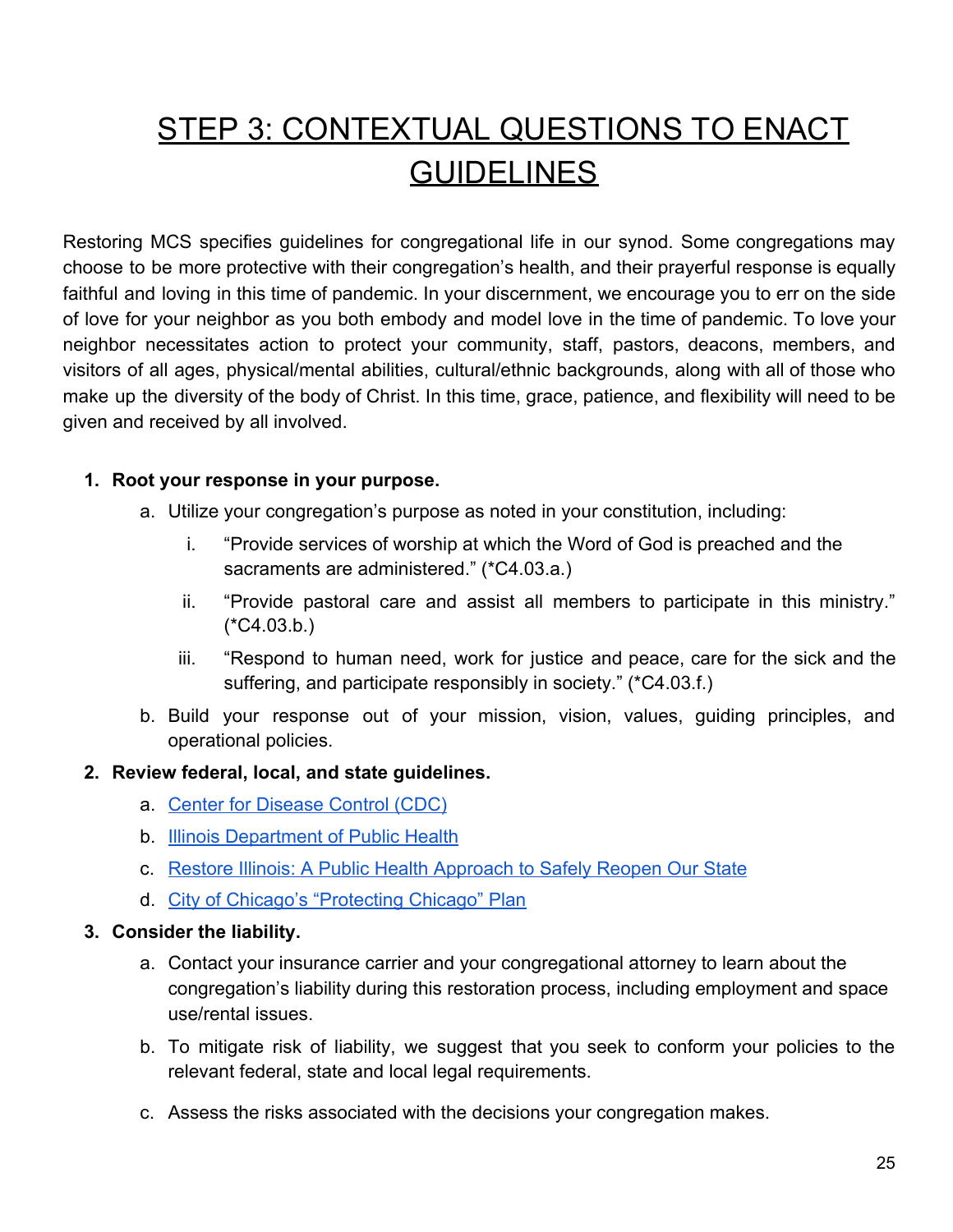# STEP 3: CONTEXTUAL QUESTIONS TO ENACT GUIDELINES

Restoring MCS specifies guidelines for congregational life in our synod. Some congregations may choose to be more protective with their congregation's health, and their prayerful response is equally faithful and loving in this time of pandemic. In your discernment, we encourage you to err on the side of love for your neighbor as you both embody and model love in the time of pandemic. To love your neighbor necessitates action to protect your community, staff, pastors, deacons, members, and visitors of all ages, physical/mental abilities, cultural/ethnic backgrounds, along with all of those who make up the diversity of the body of Christ. In this time, grace, patience, and flexibility will need to be given and received by all involved.

1. **Root your response in your purpose.**
    a. Utilize your congregation's purpose as noted in your constitution, including:
        i. "Provide services of worship at which the Word of God is preached and the sacraments are administered." (*C4.03.a.)
        ii. "Provide pastoral care and assist all members to participate in this ministry." (*C4.03.b.)
        iii. "Respond to human need, work for justice and peace, care for the sick and the suffering, and participate responsibly in society." (*C4.03.f.)
    b. Build your response out of your mission, vision, values, guiding principles, and operational policies.
2. **Review federal, local, and state guidelines.**
    a. Center for Disease Control (CDC)
    b. Illinois Department of Public Health
    c. Restore Illinois: A Public Health Approach to Safely Reopen Our State
    d. City of Chicago's "Protecting Chicago" Plan
3. **Consider the liability.**
    a. Contact your insurance carrier and your congregational attorney to learn about the congregation's liability during this restoration process, including employment and space use/rental issues.
    b. To mitigate risk of liability, we suggest that you seek to conform your policies to the relevant federal, state and local legal requirements.
    c. Assess the risks associated with the decisions your congregation makes.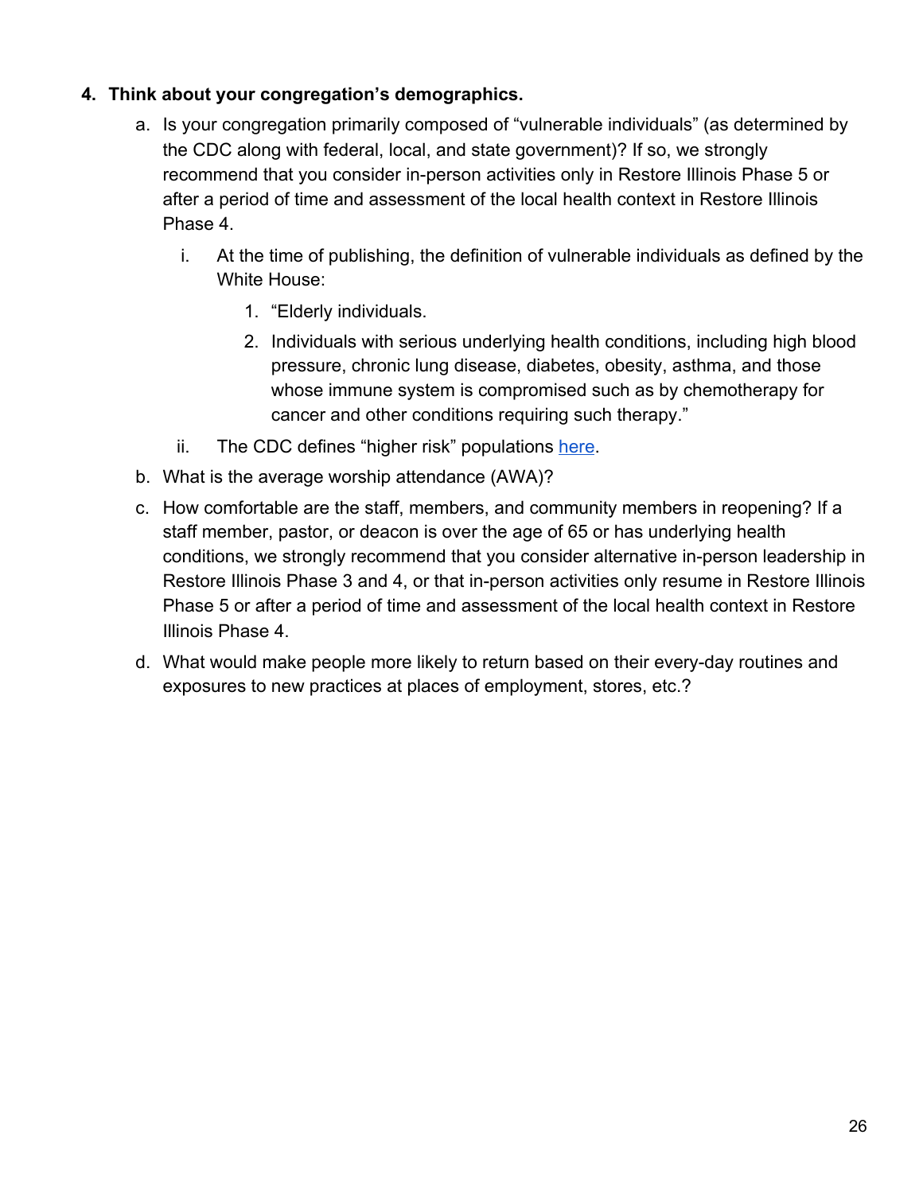4. **Think about your congregation's demographics.**
    a. Is your congregation primarily composed of "vulnerable individuals" (as determined by the CDC along with federal, local, and state government)? If so, we strongly recommend that you consider in-person activities only in Restore Illinois Phase 5 or after a period of time and assessment of the local health context in Restore Illinois Phase 4.
        i. At the time of publishing, the definition of vulnerable individuals as defined by the White House:
            1. "Elderly individuals.
            2. Individuals with serious underlying health conditions, including high blood pressure, chronic lung disease, diabetes, obesity, asthma, and those whose immune system is compromised such as by chemotherapy for cancer and other conditions requiring such therapy."
        ii. The CDC defines "higher risk" populations here.
    b. What is the average worship attendance (AWA)?
    c. How comfortable are the staff, members, and community members in reopening? If a staff member, pastor, or deacon is over the age of 65 or has underlying health conditions, we strongly recommend that you consider alternative in-person leadership in Restore Illinois Phase 3 and 4, or that in-person activities only resume in Restore Illinois Phase 5 or after a period of time and assessment of the local health context in Restore Illinois Phase 4.
    d. What would make people more likely to return based on their every-day routines and exposures to new practices at places of employment, stores, etc.?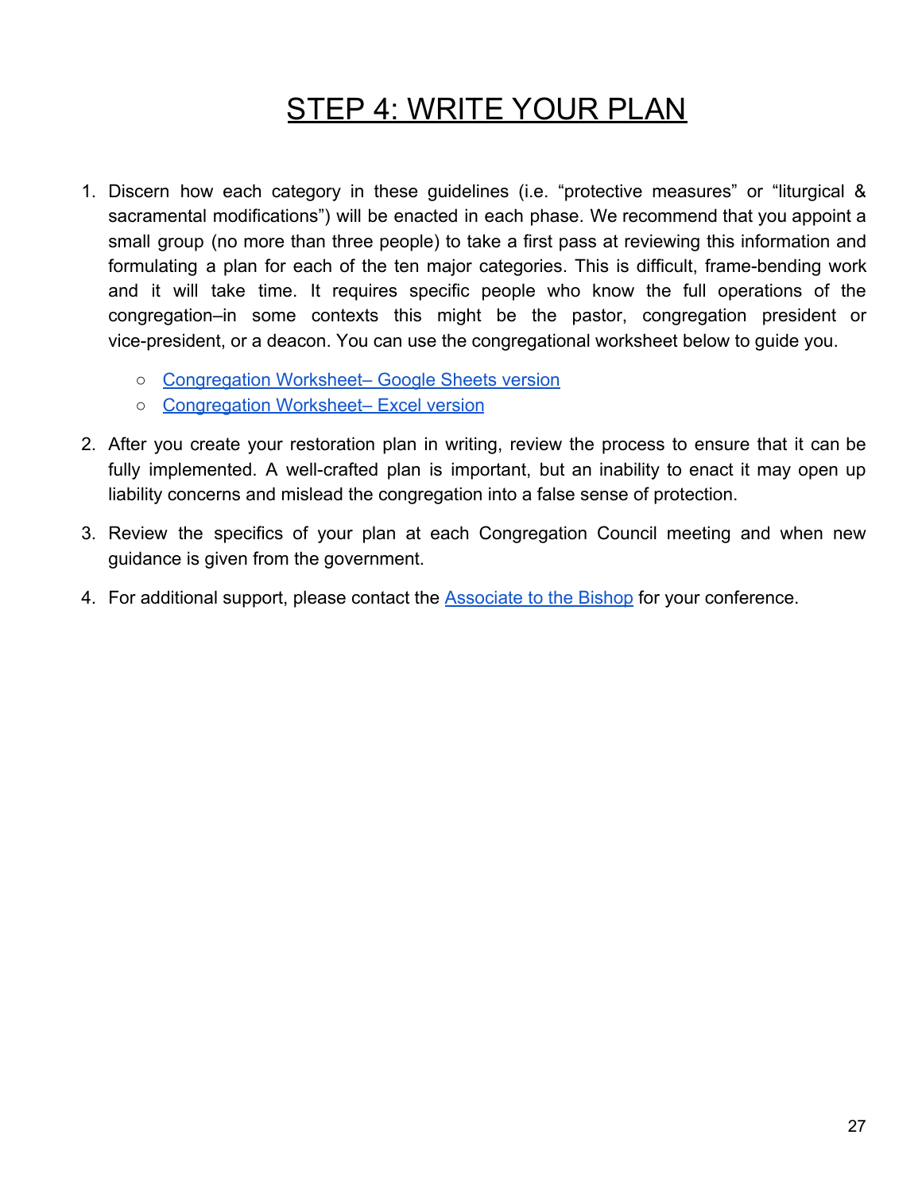# STEP 4: WRITE YOUR PLAN

1. Discern how each category in these guidelines (i.e. "protective measures" or "liturgical & sacramental modifications") will be enacted in each phase. We recommend that you appoint a small group (no more than three people) to take a first pass at reviewing this information and formulating a plan for each of the ten major categories. This is difficult, frame-bending work and it will take time. It requires specific people who know the full operations of the congregation–in some contexts this might be the pastor, congregation president or vice-president, or a deacon. You can use the congregational worksheet below to guide you.
   - Congregation Worksheet– Google Sheets version
   - Congregation Worksheet– Excel version
2. After you create your restoration plan in writing, review the process to ensure that it can be fully implemented. A well-crafted plan is important, but an inability to enact it may open up liability concerns and mislead the congregation into a false sense of protection.
3. Review the specifics of your plan at each Congregation Council meeting and when new guidance is given from the government.
4. For additional support, please contact the Associate to the Bishop for your conference.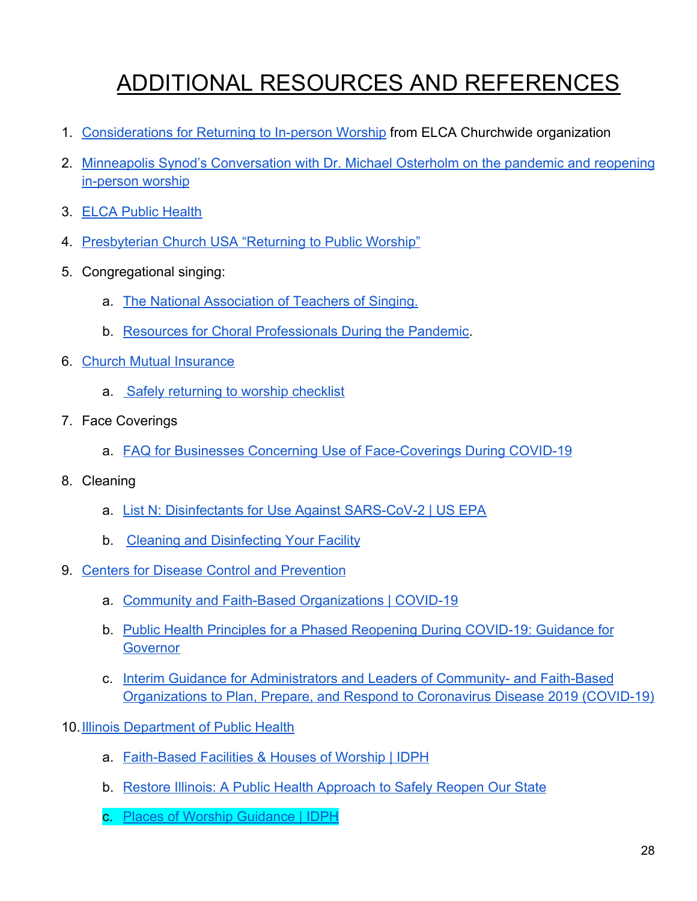# ADDITIONAL RESOURCES AND REFERENCES

1. Considerations for Returning to In-person Worship from ELCA Churchwide organization
2. Minneapolis Synod's Conversation with Dr. Michael Osterholm on the pandemic and reopening in-person worship
3. ELCA Public Health
4. Presbyterian Church USA "Returning to Public Worship"
5. Congregational singing:
   a. The National Association of Teachers of Singing.
   b. Resources for Choral Professionals During the Pandemic.
6. Church Mutual Insurance
   a. Safely returning to worship checklist
7. Face Coverings
   a. FAQ for Businesses Concerning Use of Face-Coverings During COVID-19
8. Cleaning
   a. List N: Disinfectants for Use Against SARS-CoV-2 | US EPA
   b. Cleaning and Disinfecting Your Facility
9. Centers for Disease Control and Prevention
   a. Community and Faith-Based Organizations | COVID-19
   b. Public Health Principles for a Phased Reopening During COVID-19: Guidance for Governor
   c. Interim Guidance for Administrators and Leaders of Community- and Faith-Based Organizations to Plan, Prepare, and Respond to Coronavirus Disease 2019 (COVID-19)
10. Illinois Department of Public Health
    a. Faith-Based Facilities & Houses of Worship | IDPH
    b. Restore Illinois: A Public Health Approach to Safely Reopen Our State
    c. Places of Worship Guidance | IDPH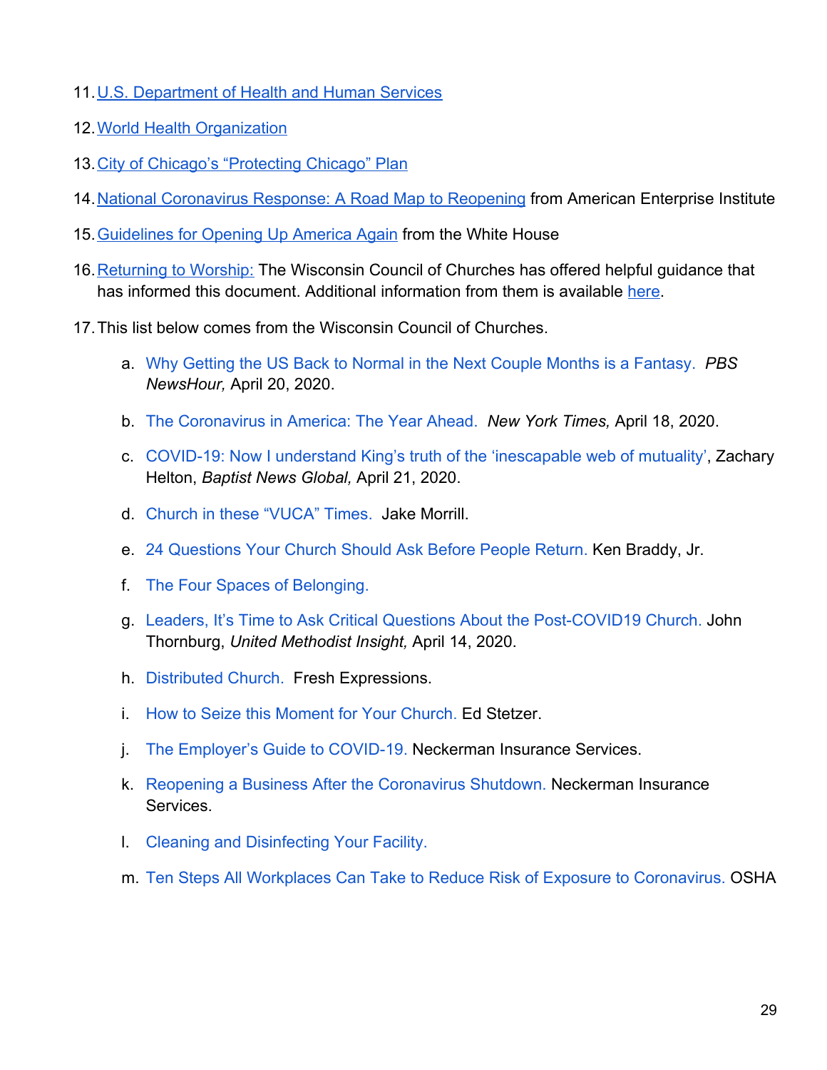11. U.S. Department of Health and Human Services

12. World Health Organization

13. City of Chicago's "Protecting Chicago" Plan

14. National Coronavirus Response: A Road Map to Reopening from American Enterprise Institute

15. Guidelines for Opening Up America Again from the White House

16. Returning to Worship: The Wisconsin Council of Churches has offered helpful guidance that has informed this document. Additional information from them is available here.

17. This list below comes from the Wisconsin Council of Churches.

    a. Why Getting the US Back to Normal in the Next Couple Months is a Fantasy. *PBS NewsHour,* April 20, 2020.

    b. The Coronavirus in America: The Year Ahead. *New York Times,* April 18, 2020.

    c. COVID-19: Now I understand King's truth of the 'inescapable web of mutuality', Zachary Helton, *Baptist News Global,* April 21, 2020.

    d. Church in these "VUCA" Times. Jake Morrill.

    e. 24 Questions Your Church Should Ask Before People Return. Ken Braddy, Jr.

    f. The Four Spaces of Belonging.

    g. Leaders, It's Time to Ask Critical Questions About the Post-COVID19 Church. John Thornburg, *United Methodist Insight,* April 14, 2020.

    h. Distributed Church. Fresh Expressions.

    i. How to Seize this Moment for Your Church. Ed Stetzer.

    j. The Employer's Guide to COVID-19. Neckerman Insurance Services.

    k. Reopening a Business After the Coronavirus Shutdown. Neckerman Insurance Services.

    l. Cleaning and Disinfecting Your Facility.

    m. Ten Steps All Workplaces Can Take to Reduce Risk of Exposure to Coronavirus. OSHA